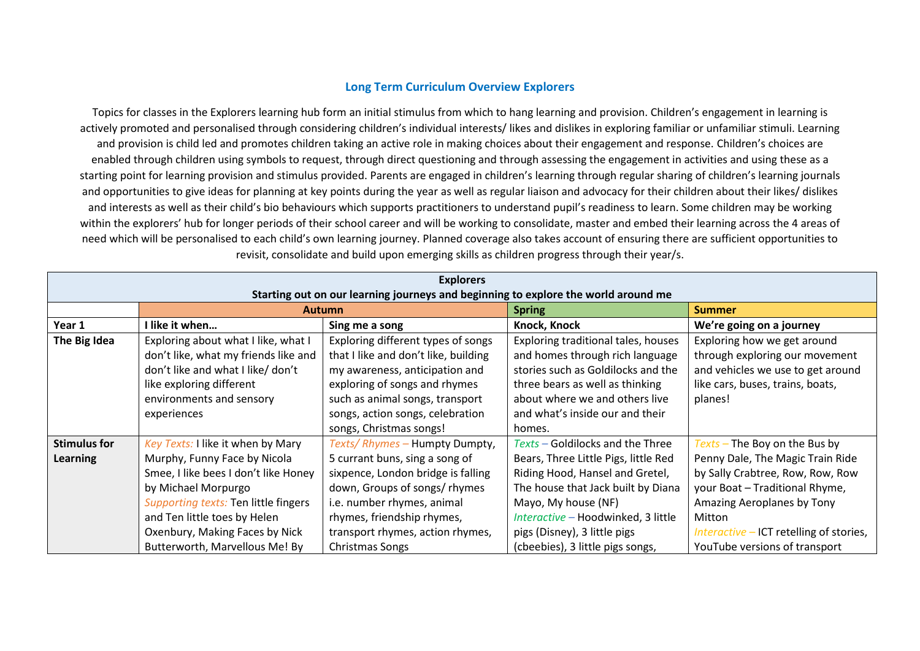## Long Term Curriculum Overview Explorers

Topics for classes in the Explorers learning hub form an initial stimulus from which to hang learning and provision. Children's engagement in learning is actively promoted and personalised through considering children's individual interests/ likes and dislikes in exploring familiar or unfamiliar stimuli. Learning and provision is child led and promotes children taking an active role in making choices about their engagement and response. Children's choices are enabled through children using symbols to request, through direct questioning and through assessing the engagement in activities and using these as a starting point for learning provision and stimulus provided. Parents are engaged in children's learning through regular sharing of children's learning journals and opportunities to give ideas for planning at key points during the year as well as regular liaison and advocacy for their children about their likes/ dislikes and interests as well as their child's bio behaviours which supports practitioners to understand pupil's readiness to learn. Some children may be working within the explorers' hub for longer periods of their school career and will be working to consolidate, master and embed their learning across the 4 areas of need which will be personalised to each child's own learning journey. Planned coverage also takes account of ensuring there are sufficient opportunities to revisit, consolidate and build upon emerging skills as children progress through their year/s.

| **Explorers<br>Starting out on our learning journeys and beginning to explore the world around me** | | | | |
|---|---|---|---|---|
| | **Autumn** | | **Spring** | **Summer** |
| **Year 1** | **I like it when…** | **Sing me a song** | **Knock, Knock** | **We're going on a journey** |
| **The Big Idea** | Exploring about what I like, what I don't like, what my friends like and don't like and what I like/ don't like exploring different environments and sensory experiences | Exploring different types of songs that I like and don't like, building my awareness, anticipation and exploring of songs and rhymes such as animal songs, transport songs, action songs, celebration songs, Christmas songs! | Exploring traditional tales, houses and homes through rich language stories such as Goldilocks and the three bears as well as thinking about where we and others live and what's inside our and their homes. | Exploring how we get around through exploring our movement and vehicles we use to get around like cars, buses, trains, boats, planes! |
| **Stimulus for Learning** | *Key Texts:* I like it when by Mary Murphy, Funny Face by Nicola Smee, I like bees I don't like Honey by Michael Morpurgo<br>*Supporting texts:* Ten little fingers and Ten little toes by Helen Oxenbury, Making Faces by Nick Butterworth, Marvellous Me! By | *Texts/ Rhymes –* Humpty Dumpty, 5 currant buns, sing a song of sixpence, London bridge is falling down, Groups of songs/ rhymes i.e. number rhymes, animal rhymes, friendship rhymes, transport rhymes, action rhymes, Christmas Songs | *Texts –* Goldilocks and the Three Bears, Three Little Pigs, little Red Riding Hood, Hansel and Gretel, The house that Jack built by Diana Mayo, My house (NF)<br>*Interactive –* Hoodwinked, 3 little pigs (Disney), 3 little pigs (cbeebies), 3 little pigs songs, | *Texts –* The Boy on the Bus by Penny Dale, The Magic Train Ride by Sally Crabtree, Row, Row, Row your Boat – Traditional Rhyme, Amazing Aeroplanes by Tony Mitton<br>*Interactive –* ICT retelling of stories, YouTube versions of transport |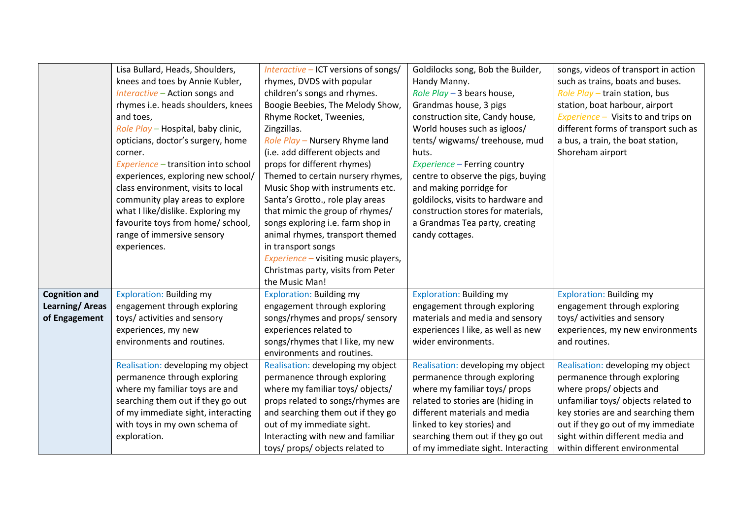| | | | | |
|---|---|---|---|---|
| | Lisa Bullard, Heads, Shoulders, knees and toes by Annie Kubler, *Interactive* – Action songs and rhymes i.e. heads shoulders, knees and toes, *Role Play* – Hospital, baby clinic, opticians, doctor's surgery, home corner. *Experience* – transition into school experiences, exploring new school/ class environment, visits to local community play areas to explore what I like/dislike. Exploring my favourite toys from home/ school, range of immersive sensory experiences. | *Interactive* – ICT versions of songs/ rhymes, DVDS with popular children's songs and rhymes. Boogie Beebies, The Melody Show, Rhyme Rocket, Tweenies, Zingzillas. *Role Play* – Nursery Rhyme land (i.e. add different objects and props for different rhymes) Themed to certain nursery rhymes, Music Shop with instruments etc. Santa's Grotto., role play areas that mimic the group of rhymes/ songs exploring i.e. farm shop in animal rhymes, transport themed in transport songs *Experience* – visiting music players, Christmas party, visits from Peter the Music Man! | Goldilocks song, Bob the Builder, Handy Manny. *Role Play* – 3 bears house, Grandmas house, 3 pigs construction site, Candy house, World houses such as igloos/ tents/ wigwams/ treehouse, mud huts. *Experience* – Ferring country centre to observe the pigs, buying and making porridge for goldilocks, visits to hardware and construction stores for materials, a Grandmas Tea party, creating candy cottages. | songs, videos of transport in action such as trains, boats and buses. *Role Play* – train station, bus station, boat harbour, airport *Experience* – Visits to and trips on different forms of transport such as a bus, a train, the boat station, Shoreham airport |
| **Cognition and Learning/ Areas of Engagement** | Exploration: Building my engagement through exploring toys/ activities and sensory experiences, my new environments and routines. | Exploration: Building my engagement through exploring songs/rhymes and props/ sensory experiences related to songs/rhymes that I like, my new environments and routines. | Exploration: Building my engagement through exploring materials and media and sensory experiences I like, as well as new wider environments. | Exploration: Building my engagement through exploring toys/ activities and sensory experiences, my new environments and routines. |
| | Realisation: developing my object permanence through exploring where my familiar toys are and searching them out if they go out of my immediate sight, interacting with toys in my own schema of exploration. | Realisation: developing my object permanence through exploring where my familiar toys/ objects/ props related to songs/rhymes are and searching them out if they go out of my immediate sight. Interacting with new and familiar toys/ props/ objects related to | Realisation: developing my object permanence through exploring where my familiar toys/ props related to stories are (hiding in different materials and media linked to key stories) and searching them out if they go out of my immediate sight. Interacting | Realisation: developing my object permanence through exploring where props/ objects and unfamiliar toys/ objects related to key stories are and searching them out if they go out of my immediate sight within different media and within different environmental |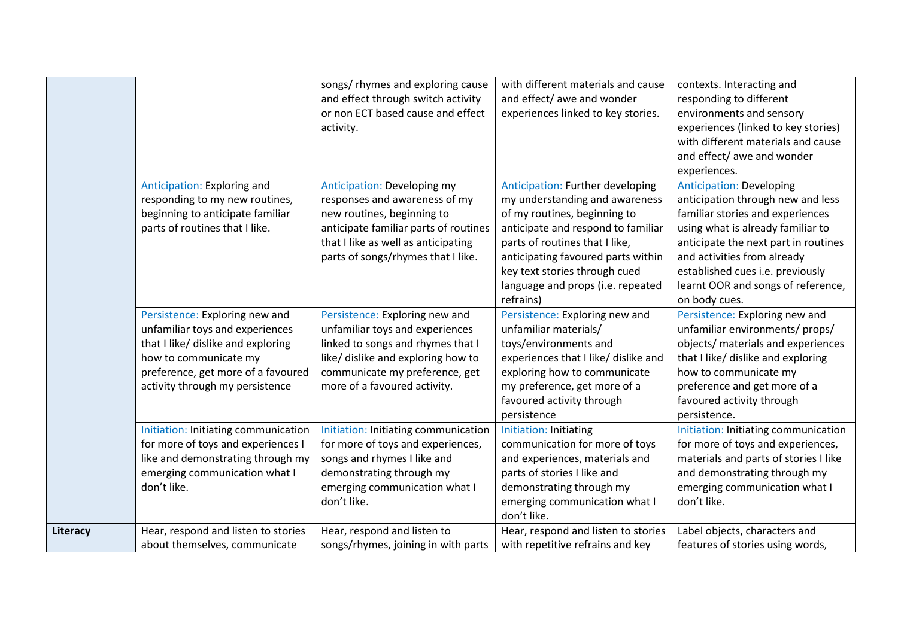| | | | | |
|---|---|---|---|---|
| | | songs/ rhymes and exploring cause and effect through switch activity or non ECT based cause and effect activity. | with different materials and cause and effect/ awe and wonder experiences linked to key stories. | contexts. Interacting and responding to different environments and sensory experiences (linked to key stories) with different materials and cause and effect/ awe and wonder experiences. |
| | Anticipation: Exploring and responding to my new routines, beginning to anticipate familiar parts of routines that I like. | Anticipation: Developing my responses and awareness of my new routines, beginning to anticipate familiar parts of routines that I like as well as anticipating parts of songs/rhymes that I like. | Anticipation: Further developing my understanding and awareness of my routines, beginning to anticipate and respond to familiar parts of routines that I like, anticipating favoured parts within key text stories through cued language and props (i.e. repeated refrains) | Anticipation: Developing anticipation through new and less familiar stories and experiences using what is already familiar to anticipate the next part in routines and activities from already established cues i.e. previously learnt OOR and songs of reference, on body cues. |
| | Persistence: Exploring new and unfamiliar toys and experiences that I like/ dislike and exploring how to communicate my preference, get more of a favoured activity through my persistence | Persistence: Exploring new and unfamiliar toys and experiences linked to songs and rhymes that I like/ dislike and exploring how to communicate my preference, get more of a favoured activity. | Persistence: Exploring new and unfamiliar materials/ toys/environments and experiences that I like/ dislike and exploring how to communicate my preference, get more of a favoured activity through persistence | Persistence: Exploring new and unfamiliar environments/ props/ objects/ materials and experiences that I like/ dislike and exploring how to communicate my preference and get more of a favoured activity through persistence. |
| | Initiation: Initiating communication for more of toys and experiences I like and demonstrating through my emerging communication what I don't like. | Initiation: Initiating communication for more of toys and experiences, songs and rhymes I like and demonstrating through my emerging communication what I don't like. | Initiation: Initiating communication for more of toys and experiences, materials and parts of stories I like and demonstrating through my emerging communication what I don't like. | Initiation: Initiating communication for more of toys and experiences, materials and parts of stories I like and demonstrating through my emerging communication what I don't like. |
| **Literacy** | Hear, respond and listen to stories about themselves, communicate | Hear, respond and listen to songs/rhymes, joining in with parts | Hear, respond and listen to stories with repetitive refrains and key | Label objects, characters and features of stories using words, |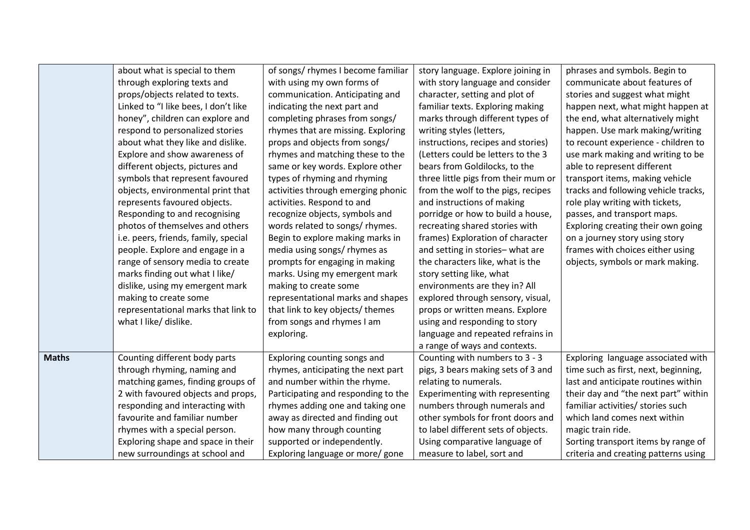| | | | | |
|---|---|---|---|---|
| | about what is special to them through exploring texts and props/objects related to texts. Linked to "I like bees, I don't like honey", children can explore and respond to personalized stories about what they like and dislike. Explore and show awareness of different objects, pictures and symbols that represent favoured objects, environmental print that represents favoured objects. Responding to and recognising photos of themselves and others i.e. peers, friends, family, special people. Explore and engage in a range of sensory media to create marks finding out what I like/ dislike, using my emergent mark making to create some representational marks that link to what I like/ dislike. | of songs/ rhymes I become familiar with using my own forms of communication. Anticipating and indicating the next part and completing phrases from songs/ rhymes that are missing. Exploring props and objects from songs/ rhymes and matching these to the same or key words. Explore other types of rhyming and rhyming activities through emerging phonic activities. Respond to and recognize objects, symbols and words related to songs/ rhymes. Begin to explore making marks in media using songs/ rhymes as prompts for engaging in making marks. Using my emergent mark making to create some representational marks and shapes that link to key objects/ themes from songs and rhymes I am exploring. | story language. Explore joining in with story language and consider character, setting and plot of familiar texts. Exploring making marks through different types of writing styles (letters, instructions, recipes and stories) (Letters could be letters to the 3 bears from Goldilocks, to the three little pigs from their mum or from the wolf to the pigs, recipes and instructions of making porridge or how to build a house, recreating shared stories with frames) Exploration of character and setting in stories– what are the characters like, what is the story setting like, what environments are they in? All explored through sensory, visual, props or written means. Explore using and responding to story language and repeated refrains in a range of ways and contexts. | phrases and symbols. Begin to communicate about features of stories and suggest what might happen next, what might happen at the end, what alternatively might happen. Use mark making/writing to recount experience - children to use mark making and writing to be able to represent different transport items, making vehicle tracks and following vehicle tracks, role play writing with tickets, passes, and transport maps. Exploring creating their own going on a journey story using story frames with choices either using objects, symbols or mark making. |
| **Maths** | Counting different body parts through rhyming, naming and matching games, finding groups of 2 with favoured objects and props, responding and interacting with favourite and familiar number rhymes with a special person. Exploring shape and space in their new surroundings at school and | Exploring counting songs and rhymes, anticipating the next part and number within the rhyme. Participating and responding to the rhymes adding one and taking one away as directed and finding out how many through counting supported or independently. Exploring language or more/ gone | Counting with numbers to 3 - 3 pigs, 3 bears making sets of 3 and relating to numerals. Experimenting with representing numbers through numerals and other symbols for front doors and to label different sets of objects. Using comparative language of measure to label, sort and | Exploring language associated with time such as first, next, beginning, last and anticipate routines within their day and "the next part" within familiar activities/ stories such which land comes next within magic train ride. Sorting transport items by range of criteria and creating patterns using |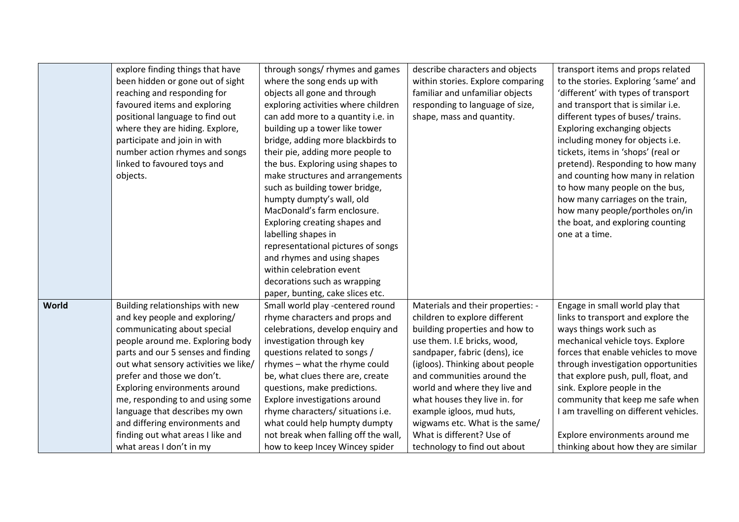| | | | | |
|---|---|---|---|---|
| | explore finding things that have been hidden or gone out of sight reaching and responding for favoured items and exploring positional language to find out where they are hiding. Explore, participate and join in with number action rhymes and songs linked to favoured toys and objects. | through songs/ rhymes and games where the song ends up with objects all gone and through exploring activities where children can add more to a quantity i.e. in building up a tower like tower bridge, adding more blackbirds to their pie, adding more people to the bus. Exploring using shapes to make structures and arrangements such as building tower bridge, humpty dumpty's wall, old MacDonald's farm enclosure. Exploring creating shapes and labelling shapes in representational pictures of songs and rhymes and using shapes within celebration event decorations such as wrapping paper, bunting, cake slices etc. | describe characters and objects within stories. Explore comparing familiar and unfamiliar objects responding to language of size, shape, mass and quantity. | transport items and props related to the stories. Exploring 'same' and 'different' with types of transport and transport that is similar i.e. different types of buses/ trains. Exploring exchanging objects including money for objects i.e. tickets, items in 'shops' (real or pretend). Responding to how many and counting how many in relation to how many people on the bus, how many carriages on the train, how many people/portholes on/in the boat, and exploring counting one at a time. |
| **World** | Building relationships with new and key people and exploring/ communicating about special people around me. Exploring body parts and our 5 senses and finding out what sensory activities we like/ prefer and those we don't. Exploring environments around me, responding to and using some language that describes my own and differing environments and finding out what areas I like and what areas I don't in my | Small world play -centered round rhyme characters and props and celebrations, develop enquiry and investigation through key questions related to songs / rhymes – what the rhyme could be, what clues there are, create questions, make predictions. Explore investigations around rhyme characters/ situations i.e. what could help humpty dumpty not break when falling off the wall, how to keep Incey Wincey spider | Materials and their properties: - children to explore different building properties and how to use them. I.E bricks, wood, sandpaper, fabric (dens), ice (igloos). Thinking about people and communities around the world and where they live and what houses they live in. for example igloos, mud huts, wigwams etc. What is the same/ What is different? Use of technology to find out about | Engage in small world play that links to transport and explore the ways things work such as mechanical vehicle toys. Explore forces that enable vehicles to move through investigation opportunities that explore push, pull, float, and sink. Explore people in the community that keep me safe when I am travelling on different vehicles.<br><br>Explore environments around me thinking about how they are similar |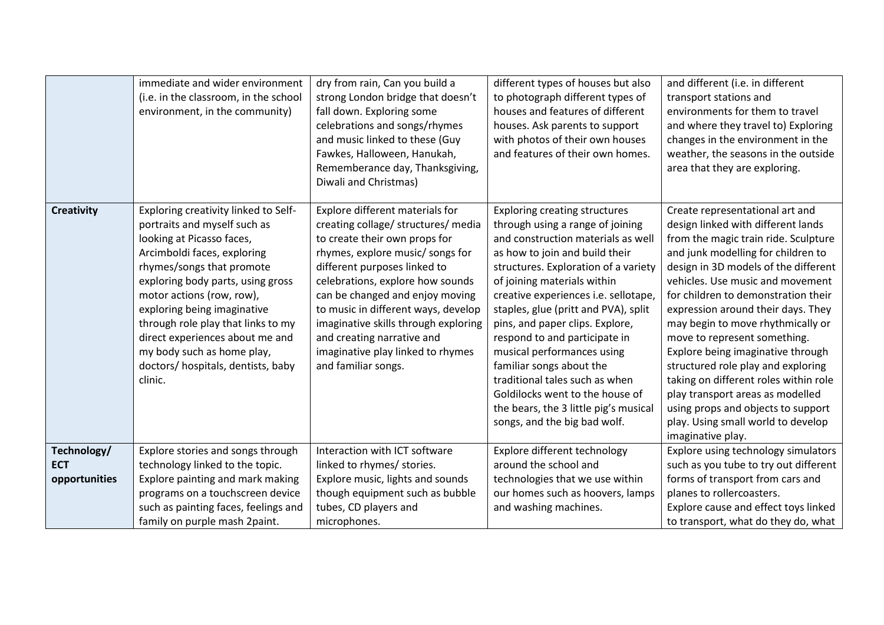| | | | | |
|---|---|---|---|---|
| | immediate and wider environment (i.e. in the classroom, in the school environment, in the community) | dry from rain, Can you build a strong London bridge that doesn't fall down. Exploring some celebrations and songs/rhymes and music linked to these (Guy Fawkes, Halloween, Hanukah, Rememberance day, Thanksgiving, Diwali and Christmas) | different types of houses but also to photograph different types of houses and features of different houses. Ask parents to support with photos of their own houses and features of their own homes. | and different (i.e. in different transport stations and environments for them to travel and where they travel to) Exploring changes in the environment in the weather, the seasons in the outside area that they are exploring. |
| **Creativity** | Exploring creativity linked to Self-portraits and myself such as looking at Picasso faces, Arcimboldi faces, exploring rhymes/songs that promote exploring body parts, using gross motor actions (row, row), exploring being imaginative through role play that links to my direct experiences about me and my body such as home play, doctors/ hospitals, dentists, baby clinic. | Explore different materials for creating collage/ structures/ media to create their own props for rhymes, explore music/ songs for different purposes linked to celebrations, explore how sounds can be changed and enjoy moving to music in different ways, develop imaginative skills through exploring and creating narrative and imaginative play linked to rhymes and familiar songs. | Exploring creating structures through using a range of joining and construction materials as well as how to join and build their structures. Exploration of a variety of joining materials within creative experiences i.e. sellotape, staples, glue (pritt and PVA), split pins, and paper clips. Explore, respond to and participate in musical performances using familiar songs about the traditional tales such as when Goldilocks went to the house of the bears, the 3 little pig's musical songs, and the big bad wolf. | Create representational art and design linked with different lands from the magic train ride. Sculpture and junk modelling for children to design in 3D models of the different vehicles. Use music and movement for children to demonstration their expression around their days. They may begin to move rhythmically or move to represent something. Explore being imaginative through structured role play and exploring taking on different roles within role play transport areas as modelled using props and objects to support play. Using small world to develop imaginative play. |
| **Technology/ ECT opportunities** | Explore stories and songs through technology linked to the topic. Explore painting and mark making programs on a touchscreen device such as painting faces, feelings and family on purple mash 2paint. | Interaction with ICT software linked to rhymes/ stories. Explore music, lights and sounds though equipment such as bubble tubes, CD players and microphones. | Explore different technology around the school and technologies that we use within our homes such as hoovers, lamps and washing machines. | Explore using technology simulators such as you tube to try out different forms of transport from cars and planes to rollercoasters. Explore cause and effect toys linked to transport, what do they do, what |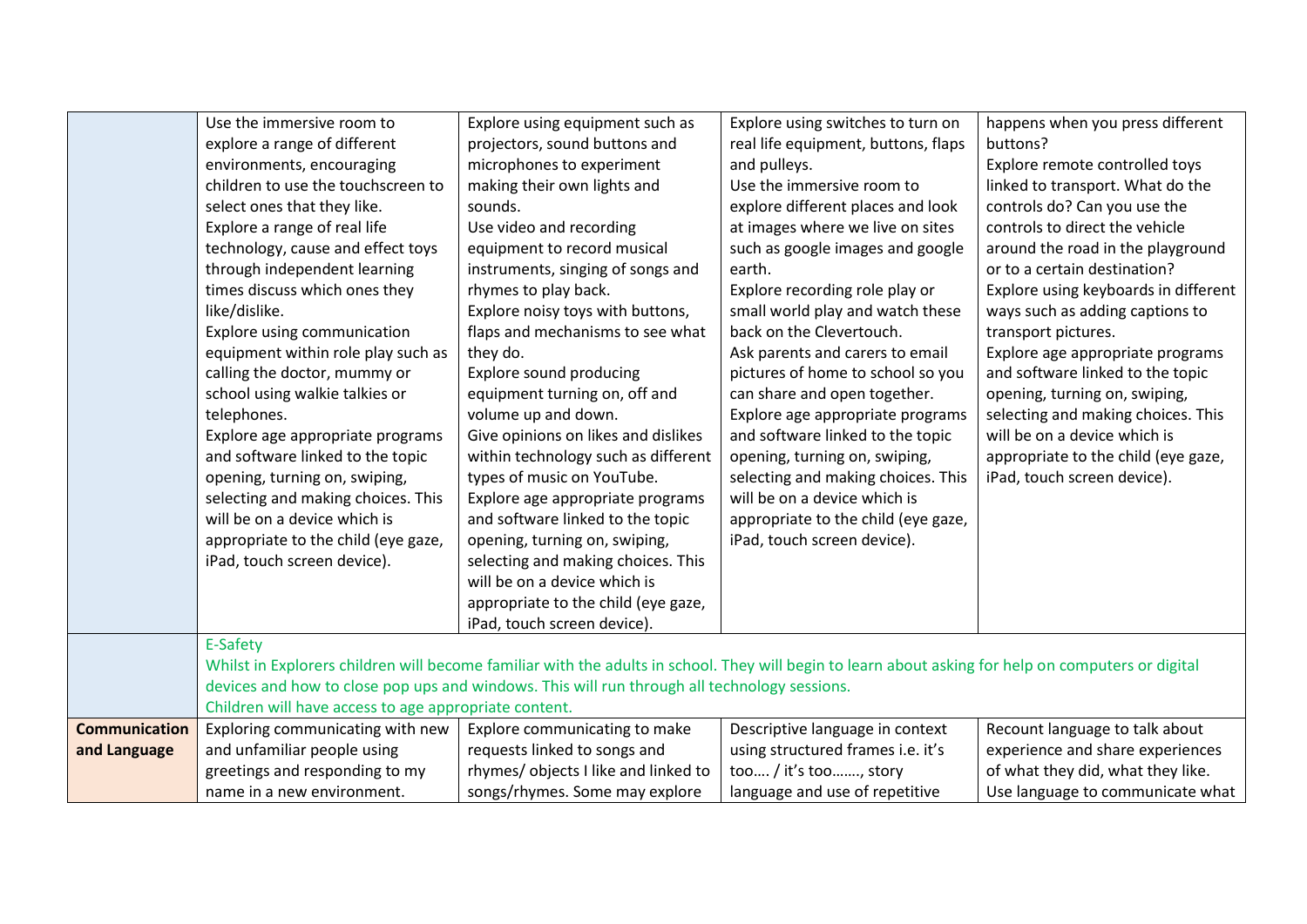| | | | | |
|---|---|---|---|---|
| | Use the immersive room to explore a range of different environments, encouraging children to use the touchscreen to select ones that they like.<br>Explore a range of real life technology, cause and effect toys through independent learning times discuss which ones they like/dislike.<br>Explore using communication equipment within role play such as calling the doctor, mummy or school using walkie talkies or telephones.<br>Explore age appropriate programs and software linked to the topic opening, turning on, swiping, selecting and making choices. This will be on a device which is appropriate to the child (eye gaze, iPad, touch screen device). | Explore using equipment such as projectors, sound buttons and microphones to experiment making their own lights and sounds.<br>Use video and recording equipment to record musical instruments, singing of songs and rhymes to play back.<br>Explore noisy toys with buttons, flaps and mechanisms to see what they do.<br>Explore sound producing equipment turning on, off and volume up and down.<br>Give opinions on likes and dislikes within technology such as different types of music on YouTube.<br>Explore age appropriate programs and software linked to the topic opening, turning on, swiping, selecting and making choices. This will be on a device which is appropriate to the child (eye gaze, iPad, touch screen device). | Explore using switches to turn on real life equipment, buttons, flaps and pulleys.<br>Use the immersive room to explore different places and look at images where we live on sites such as google images and google earth.<br>Explore recording role play or small world play and watch these back on the Clevertouch.<br>Ask parents and carers to email pictures of home to school so you can share and open together.<br>Explore age appropriate programs and software linked to the topic opening, turning on, swiping, selecting and making choices. This will be on a device which is appropriate to the child (eye gaze, iPad, touch screen device). | happens when you press different buttons?<br>Explore remote controlled toys linked to transport. What do the controls do? Can you use the controls to direct the vehicle around the road in the playground or to a certain destination?<br>Explore using keyboards in different ways such as adding captions to transport pictures.<br>Explore age appropriate programs and software linked to the topic opening, turning on, swiping, selecting and making choices. This will be on a device which is appropriate to the child (eye gaze, iPad, touch screen device). |
| | E-Safety<br>Whilst in Explorers children will become familiar with the adults in school. They will begin to learn about asking for help on computers or digital devices and how to close pop ups and windows. This will run through all technology sessions.<br>Children will have access to age appropriate content. | | | |
| **Communication and Language** | Exploring communicating with new and unfamiliar people using greetings and responding to my name in a new environment. | Explore communicating to make requests linked to songs and rhymes/ objects I like and linked to songs/rhymes. Some may explore | Descriptive language in context using structured frames i.e. it's too…. / it's too……., story language and use of repetitive | Recount language to talk about experience and share experiences of what they did, what they like.<br>Use language to communicate what |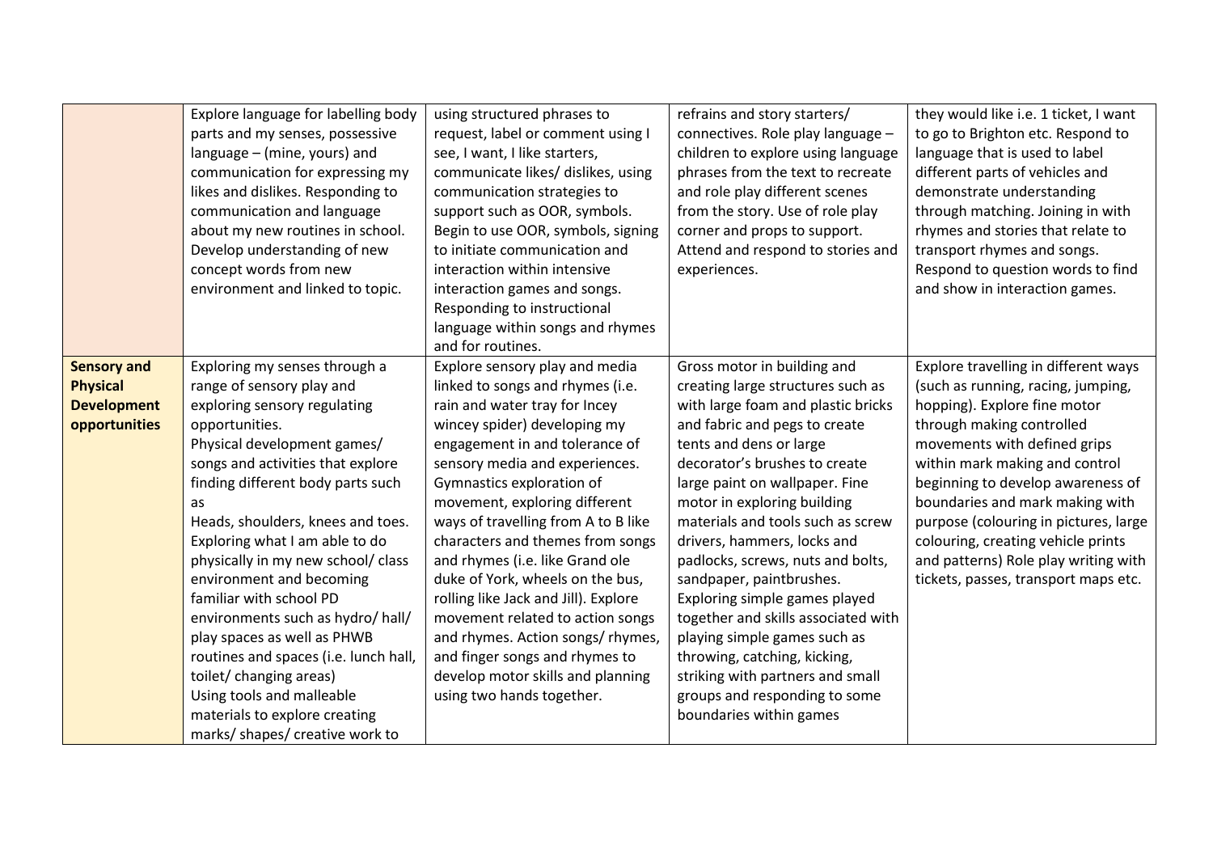| | | | | |
|---|---|---|---|---|
| | Explore language for labelling body parts and my senses, possessive language – (mine, yours) and communication for expressing my likes and dislikes. Responding to communication and language about my new routines in school. Develop understanding of new concept words from new environment and linked to topic. | using structured phrases to request, label or comment using I see, I want, I like starters, communicate likes/ dislikes, using communication strategies to support such as OOR, symbols. Begin to use OOR, symbols, signing to initiate communication and interaction within intensive interaction games and songs. Responding to instructional language within songs and rhymes and for routines. | refrains and story starters/ connectives. Role play language – children to explore using language phrases from the text to recreate and role play different scenes from the story. Use of role play corner and props to support. Attend and respond to stories and experiences. | they would like i.e. 1 ticket, I want to go to Brighton etc. Respond to language that is used to label different parts of vehicles and demonstrate understanding through matching. Joining in with rhymes and stories that relate to transport rhymes and songs. Respond to question words to find and show in interaction games. |
| **Sensory and Physical Development opportunities** | Exploring my senses through a range of sensory play and exploring sensory regulating opportunities. Physical development games/ songs and activities that explore finding different body parts such as Heads, shoulders, knees and toes. Exploring what I am able to do physically in my new school/ class environment and becoming familiar with school PD environments such as hydro/ hall/ play spaces as well as PHWB routines and spaces (i.e. lunch hall, toilet/ changing areas) Using tools and malleable materials to explore creating marks/ shapes/ creative work to | Explore sensory play and media linked to songs and rhymes (i.e. rain and water tray for Incey wincey spider) developing my engagement in and tolerance of sensory media and experiences. Gymnastics exploration of movement, exploring different ways of travelling from A to B like characters and themes from songs and rhymes (i.e. like Grand ole duke of York, wheels on the bus, rolling like Jack and Jill). Explore movement related to action songs and rhymes. Action songs/ rhymes, and finger songs and rhymes to develop motor skills and planning using two hands together. | Gross motor in building and creating large structures such as with large foam and plastic bricks and fabric and pegs to create tents and dens or large decorator's brushes to create large paint on wallpaper. Fine motor in exploring building materials and tools such as screw drivers, hammers, locks and padlocks, screws, nuts and bolts, sandpaper, paintbrushes. Exploring simple games played together and skills associated with playing simple games such as throwing, catching, kicking, striking with partners and small groups and responding to some boundaries within games | Explore travelling in different ways (such as running, racing, jumping, hopping). Explore fine motor through making controlled movements with defined grips within mark making and control beginning to develop awareness of boundaries and mark making with purpose (colouring in pictures, large colouring, creating vehicle prints and patterns) Role play writing with tickets, passes, transport maps etc. |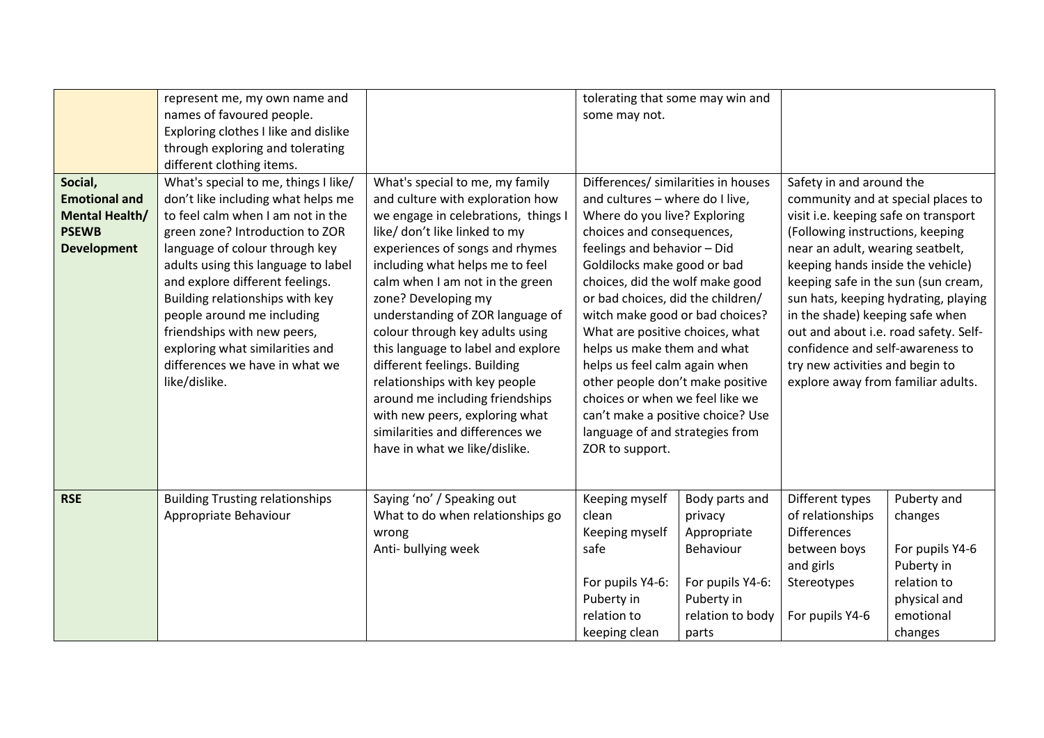| | | | | | | |
|---|---|---|---|---|---|---|
| | represent me, my own name and names of favoured people. Exploring clothes I like and dislike through exploring and tolerating different clothing items. | | tolerating that some may win and some may not. | | | |
| **Social, Emotional and Mental Health/ PSEWB Development** | What's special to me, things I like/ don't like including what helps me to feel calm when I am not in the green zone? Introduction to ZOR language of colour through key adults using this language to label and explore different feelings. Building relationships with key people around me including friendships with new peers, exploring what similarities and differences we have in what we like/dislike. | What's special to me, my family and culture with exploration how we engage in celebrations, things I like/ don't like linked to my experiences of songs and rhymes including what helps me to feel calm when I am not in the green zone? Developing my understanding of ZOR language of colour through key adults using this language to label and explore different feelings. Building relationships with key people around me including friendships with new peers, exploring what similarities and differences we have in what we like/dislike. | Differences/ similarities in houses and cultures – where do I live, Where do you live? Exploring choices and consequences, feelings and behavior – Did Goldilocks make good or bad choices, did the wolf make good or bad choices, did the children/ witch make good or bad choices? What are positive choices, what helps us make them and what helps us feel calm again when other people don't make positive choices or when we feel like we can't make a positive choice? Use language of and strategies from ZOR to support. | | Safety in and around the community and at special places to visit i.e. keeping safe on transport (Following instructions, keeping near an adult, wearing seatbelt, keeping hands inside the vehicle) keeping safe in the sun (sun cream, sun hats, keeping hydrating, playing in the shade) keeping safe when out and about i.e. road safety. Self-confidence and self-awareness to try new activities and begin to explore away from familiar adults. | |
| **RSE** | Building Trusting relationships<br>Appropriate Behaviour | Saying 'no' / Speaking out<br>What to do when relationships go wrong<br>Anti- bullying week | Keeping myself clean<br>Keeping myself safe<br><br>For pupils Y4-6: Puberty in relation to keeping clean | Body parts and privacy<br>Appropriate Behaviour<br><br>For pupils Y4-6: Puberty in relation to body parts | Different types of relationships<br>Differences between boys and girls<br>Stereotypes<br><br>For pupils Y4-6 | Puberty and changes<br><br>For pupils Y4-6 Puberty in relation to physical and emotional changes |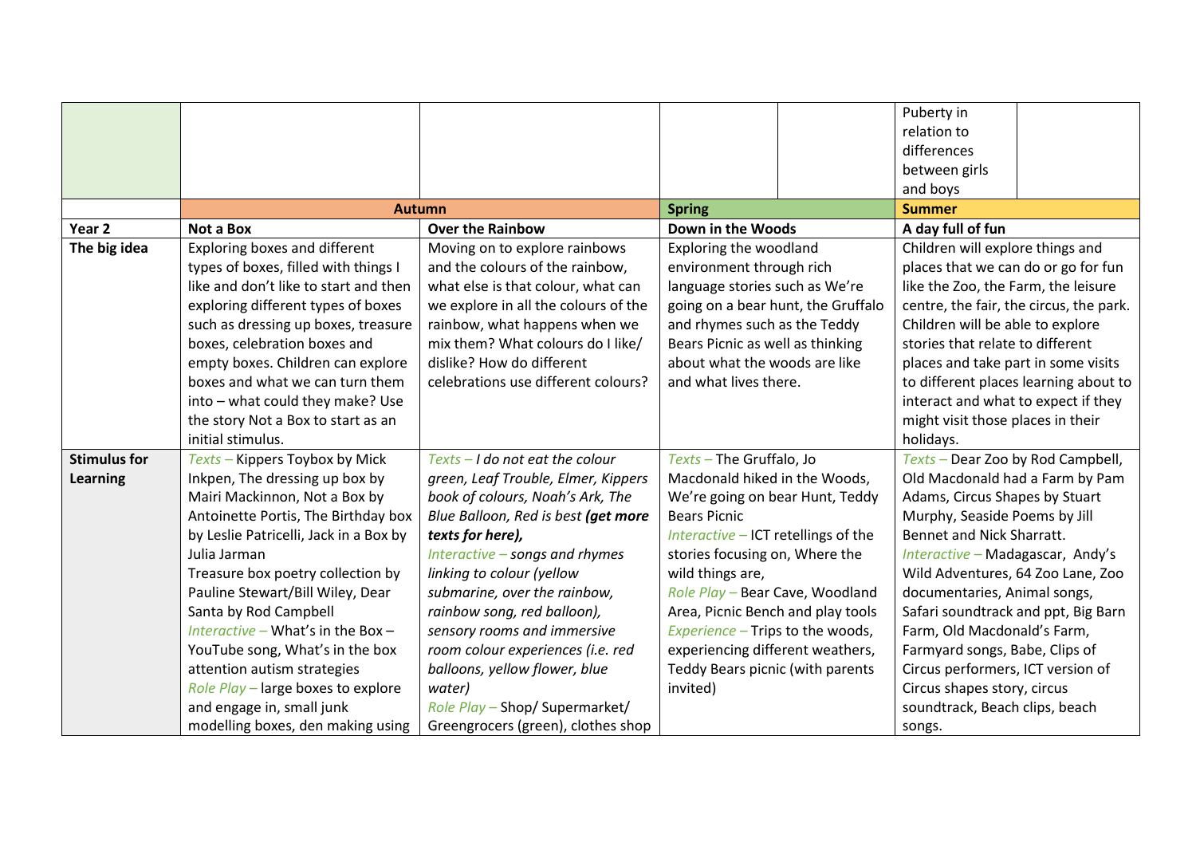| | | | | | | |
|---|---|---|---|---|---|---|
| | | | | | Puberty in relation to differences between girls and boys | |
| | Autumn | | Spring | | Summer | |
| **Year 2** | **Not a Box** | **Over the Rainbow** | **Down in the Woods** | | **A day full of fun** | |
| **The big idea** | Exploring boxes and different types of boxes, filled with things I like and don't like to start and then exploring different types of boxes such as dressing up boxes, treasure boxes, celebration boxes and empty boxes. Children can explore boxes and what we can turn them into – what could they make? Use the story Not a Box to start as an initial stimulus. | Moving on to explore rainbows and the colours of the rainbow, what else is that colour, what can we explore in all the colours of the rainbow, what happens when we mix them? What colours do I like/ dislike? How do different celebrations use different colours? | Exploring the woodland environment through rich language stories such as We're going on a bear hunt, the Gruffalo and rhymes such as the Teddy Bears Picnic as well as thinking about what the woods are like and what lives there. | | Children will explore things and places that we can do or go for fun like the Zoo, the Farm, the leisure centre, the fair, the circus, the park. Children will be able to explore stories that relate to different places and take part in some visits to different places learning about to interact and what to expect if they might visit those places in their holidays. | |
| **Stimulus for Learning** | Texts – Kippers Toybox by Mick Inkpen, The dressing up box by Mairi Mackinnon, Not a Box by Antoinette Portis, The Birthday box by Leslie Patricelli, Jack in a Box by Julia Jarman<br>Treasure box poetry collection by Pauline Stewart/Bill Wiley, Dear Santa by Rod Campbell<br>Interactive – What's in the Box – YouTube song, What's in the box attention autism strategies<br>Role Play – large boxes to explore and engage in, small junk modelling boxes, den making using | Texts – *I do not eat the colour green, Leaf Trouble, Elmer, Kippers book of colours, Noah's Ark, The Blue Balloon, Red is best* ***(get more texts for here),***<br>Interactive – *songs and rhymes linking to colour (yellow submarine, over the rainbow, rainbow song, red balloon), sensory rooms and immersive room colour experiences (i.e. red balloons, yellow flower, blue water)*<br>Role Play – Shop/ Supermarket/ Greengrocers (green), clothes shop | Texts – The Gruffalo, Jo Macdonald hiked in the Woods, We're going on bear Hunt, Teddy Bears Picnic<br>Interactive – ICT retellings of the stories focusing on, Where the wild things are,<br>Role Play – Bear Cave, Woodland Area, Picnic Bench and play tools<br>Experience – Trips to the woods, experiencing different weathers, Teddy Bears picnic (with parents invited) | | Texts – Dear Zoo by Rod Campbell, Old Macdonald had a Farm by Pam Adams, Circus Shapes by Stuart Murphy, Seaside Poems by Jill Bennet and Nick Sharratt.<br>Interactive – Madagascar, Andy's Wild Adventures, 64 Zoo Lane, Zoo documentaries, Animal songs, Safari soundtrack and ppt, Big Barn Farm, Old Macdonald's Farm, Farmyard songs, Babe, Clips of Circus performers, ICT version of Circus shapes story, circus soundtrack, Beach clips, beach songs. | |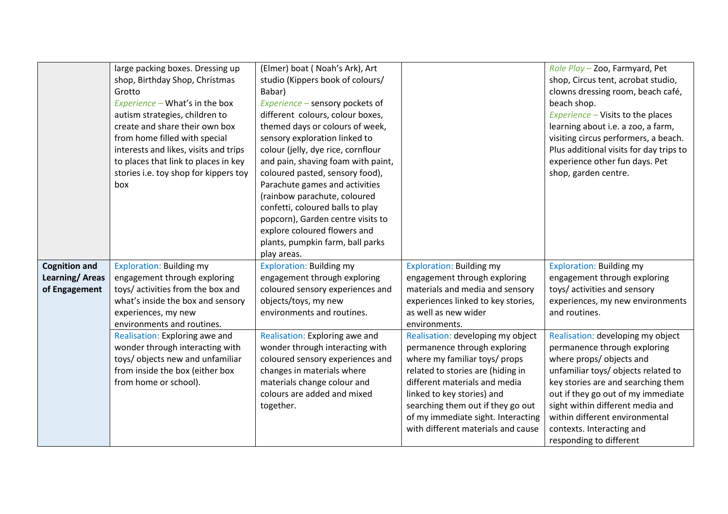| | | | | |
|---|---|---|---|---|
| | large packing boxes. Dressing up shop, Birthday Shop, Christmas Grotto<br>*Experience –* What's in the box autism strategies, children to create and share their own box from home filled with special interests and likes, visits and trips to places that link to places in key stories i.e. toy shop for kippers toy box | (Elmer) boat ( Noah's Ark), Art studio (Kippers book of colours/ Babar)<br>*Experience –* sensory pockets of different colours, colour boxes, themed days or colours of week, sensory exploration linked to colour (jelly, dye rice, cornflour and pain, shaving foam with paint, coloured pasted, sensory food), Parachute games and activities (rainbow parachute, coloured confetti, coloured balls to play popcorn), Garden centre visits to explore coloured flowers and plants, pumpkin farm, ball parks play areas. | | *Role Play –* Zoo, Farmyard, Pet shop, Circus tent, acrobat studio, clowns dressing room, beach café, beach shop.<br>*Experience –* Visits to the places learning about i.e. a zoo, a farm, visiting circus performers, a beach. Plus additional visits for day trips to experience other fun days. Pet shop, garden centre. |
| **Cognition and Learning/ Areas of Engagement** | Exploration: Building my engagement through exploring toys/ activities from the box and what's inside the box and sensory experiences, my new environments and routines. | Exploration: Building my engagement through exploring coloured sensory experiences and objects/toys, my new environments and routines. | Exploration: Building my engagement through exploring materials and media and sensory experiences linked to key stories, as well as new wider environments. | Exploration: Building my engagement through exploring toys/ activities and sensory experiences, my new environments and routines. |
| | Realisation: Exploring awe and wonder through interacting with toys/ objects new and unfamiliar from inside the box (either box from home or school). | Realisation: Exploring awe and wonder through interacting with coloured sensory experiences and changes in materials where materials change colour and colours are added and mixed together. | Realisation: developing my object permanence through exploring where my familiar toys/ props related to stories are (hiding in different materials and media linked to key stories) and searching them out if they go out of my immediate sight. Interacting with different materials and cause | Realisation: developing my object permanence through exploring where props/ objects and unfamiliar toys/ objects related to key stories are and searching them out if they go out of my immediate sight within different media and within different environmental contexts. Interacting and responding to different |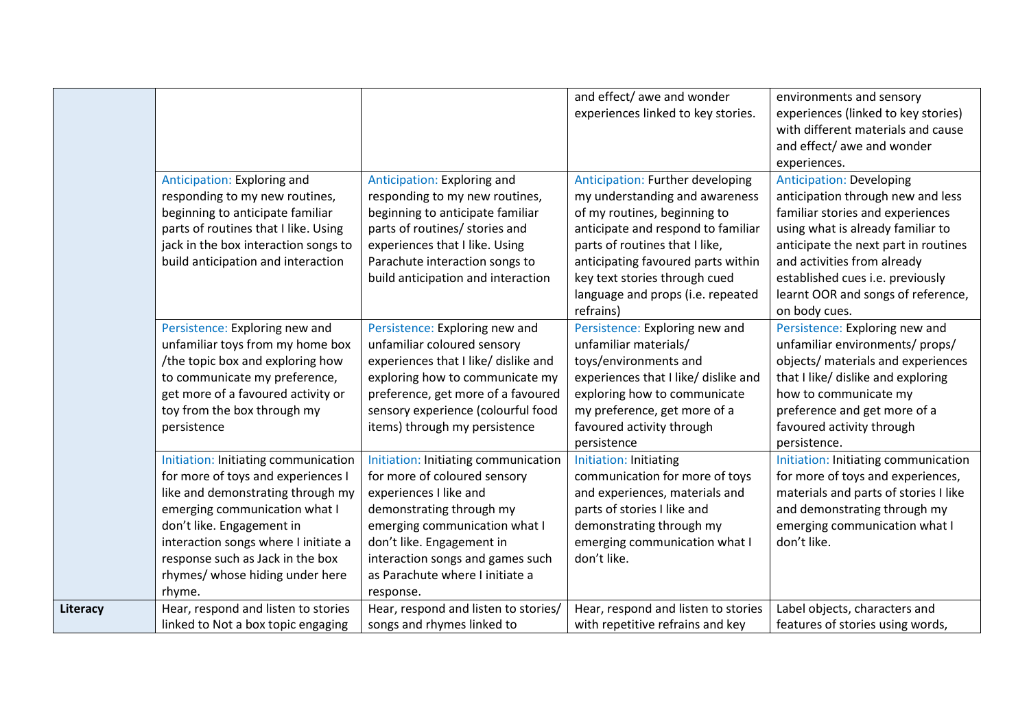| | | | | |
|---|---|---|---|---|
| | | | and effect/ awe and wonder experiences linked to key stories. | environments and sensory experiences (linked to key stories) with different materials and cause and effect/ awe and wonder experiences. |
| | Anticipation: Exploring and responding to my new routines, beginning to anticipate familiar parts of routines that I like. Using jack in the box interaction songs to build anticipation and interaction | Anticipation: Exploring and responding to my new routines, beginning to anticipate familiar parts of routines/ stories and experiences that I like. Using Parachute interaction songs to build anticipation and interaction | Anticipation: Further developing my understanding and awareness of my routines, beginning to anticipate and respond to familiar parts of routines that I like, anticipating favoured parts within key text stories through cued language and props (i.e. repeated refrains) | Anticipation: Developing anticipation through new and less familiar stories and experiences using what is already familiar to anticipate the next part in routines and activities from already established cues i.e. previously learnt OOR and songs of reference, on body cues. |
| | Persistence: Exploring new and unfamiliar toys from my home box /the topic box and exploring how to communicate my preference, get more of a favoured activity or toy from the box through my persistence | Persistence: Exploring new and unfamiliar coloured sensory experiences that I like/ dislike and exploring how to communicate my preference, get more of a favoured sensory experience (colourful food items) through my persistence | Persistence: Exploring new and unfamiliar materials/ toys/environments and experiences that I like/ dislike and exploring how to communicate my preference, get more of a favoured activity through persistence | Persistence: Exploring new and unfamiliar environments/ props/ objects/ materials and experiences that I like/ dislike and exploring how to communicate my preference and get more of a favoured activity through persistence. |
| | Initiation: Initiating communication for more of toys and experiences I like and demonstrating through my emerging communication what I don't like. Engagement in interaction songs where I initiate a response such as Jack in the box rhymes/ whose hiding under here rhyme. | Initiation: Initiating communication for more of coloured sensory experiences I like and demonstrating through my emerging communication what I don't like. Engagement in interaction songs and games such as Parachute where I initiate a response. | Initiation: Initiating communication for more of toys and experiences, materials and parts of stories I like and demonstrating through my emerging communication what I don't like. | Initiation: Initiating communication for more of toys and experiences, materials and parts of stories I like and demonstrating through my emerging communication what I don't like. |
| **Literacy** | Hear, respond and listen to stories linked to Not a box topic engaging | Hear, respond and listen to stories/ songs and rhymes linked to | Hear, respond and listen to stories with repetitive refrains and key | Label objects, characters and features of stories using words, |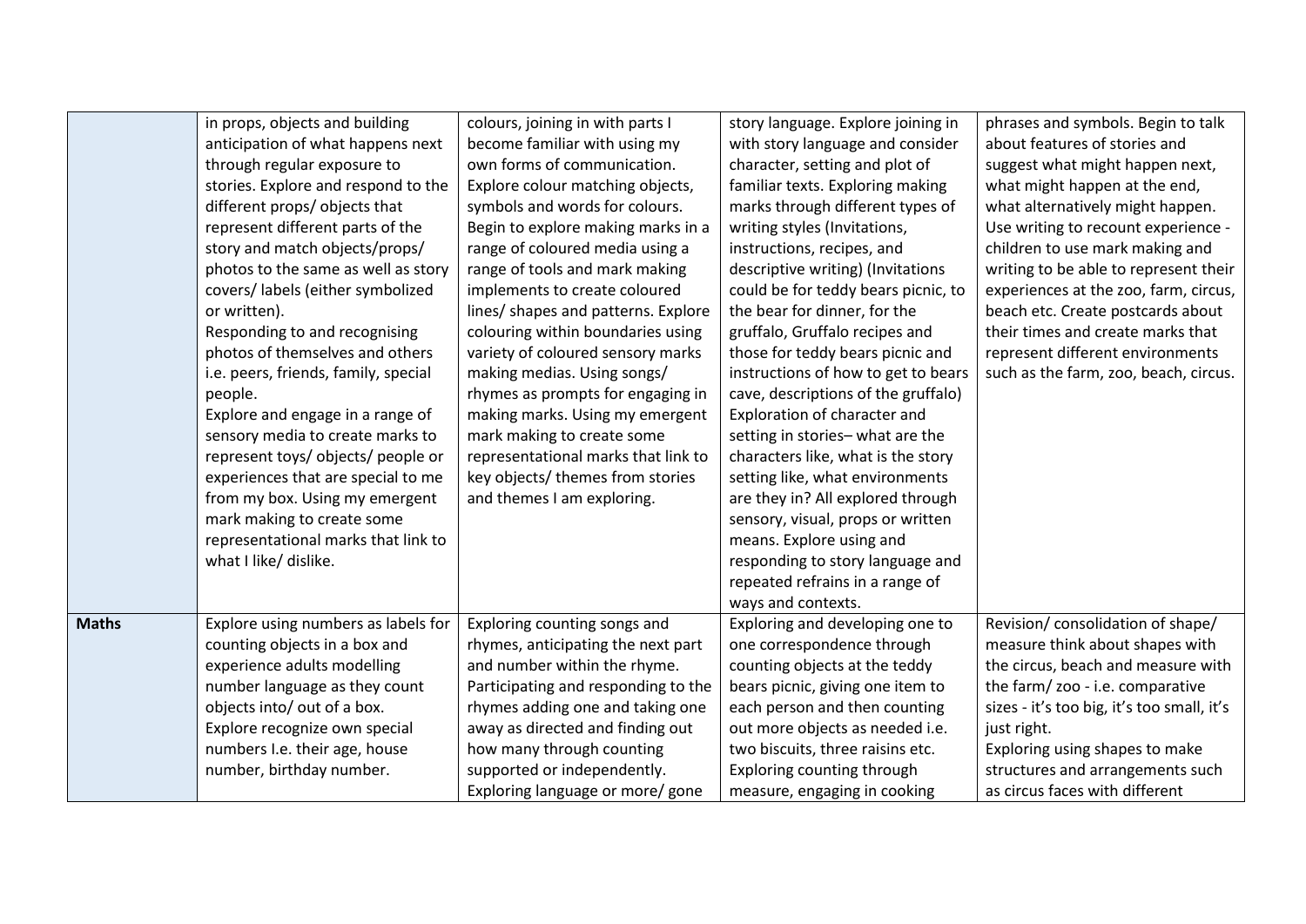| | | | | |
|---|---|---|---|---|
| | in props, objects and building anticipation of what happens next through regular exposure to stories. Explore and respond to the different props/ objects that represent different parts of the story and match objects/props/ photos to the same as well as story covers/ labels (either symbolized or written).<br>Responding to and recognising photos of themselves and others i.e. peers, friends, family, special people.<br>Explore and engage in a range of sensory media to create marks to represent toys/ objects/ people or experiences that are special to me from my box. Using my emergent mark making to create some representational marks that link to what I like/ dislike. | colours, joining in with parts I become familiar with using my own forms of communication. Explore colour matching objects, symbols and words for colours. Begin to explore making marks in a range of coloured media using a range of tools and mark making implements to create coloured lines/ shapes and patterns. Explore colouring within boundaries using variety of coloured sensory marks making medias. Using songs/ rhymes as prompts for engaging in making marks. Using my emergent mark making to create some representational marks that link to key objects/ themes from stories and themes I am exploring. | story language. Explore joining in with story language and consider character, setting and plot of familiar texts. Exploring making marks through different types of writing styles (Invitations, instructions, recipes, and descriptive writing) (Invitations could be for teddy bears picnic, to the bear for dinner, for the gruffalo, Gruffalo recipes and those for teddy bears picnic and instructions of how to get to bears cave, descriptions of the gruffalo)<br>Exploration of character and setting in stories– what are the characters like, what is the story setting like, what environments are they in? All explored through sensory, visual, props or written means. Explore using and responding to story language and repeated refrains in a range of ways and contexts. | phrases and symbols. Begin to talk about features of stories and suggest what might happen next, what might happen at the end, what alternatively might happen. Use writing to recount experience - children to use mark making and writing to be able to represent their experiences at the zoo, farm, circus, beach etc. Create postcards about their times and create marks that represent different environments such as the farm, zoo, beach, circus. |
| **Maths** | Explore using numbers as labels for counting objects in a box and experience adults modelling number language as they count objects into/ out of a box.<br>Explore recognize own special numbers I.e. their age, house number, birthday number. | Exploring counting songs and rhymes, anticipating the next part and number within the rhyme. Participating and responding to the rhymes adding one and taking one away as directed and finding out how many through counting supported or independently. Exploring language or more/ gone | Exploring and developing one to one correspondence through counting objects at the teddy bears picnic, giving one item to each person and then counting out more objects as needed i.e. two biscuits, three raisins etc. Exploring counting through measure, engaging in cooking | Revision/ consolidation of shape/ measure think about shapes with the circus, beach and measure with the farm/ zoo - i.e. comparative sizes - it's too big, it's too small, it's just right.<br>Exploring using shapes to make structures and arrangements such as circus faces with different |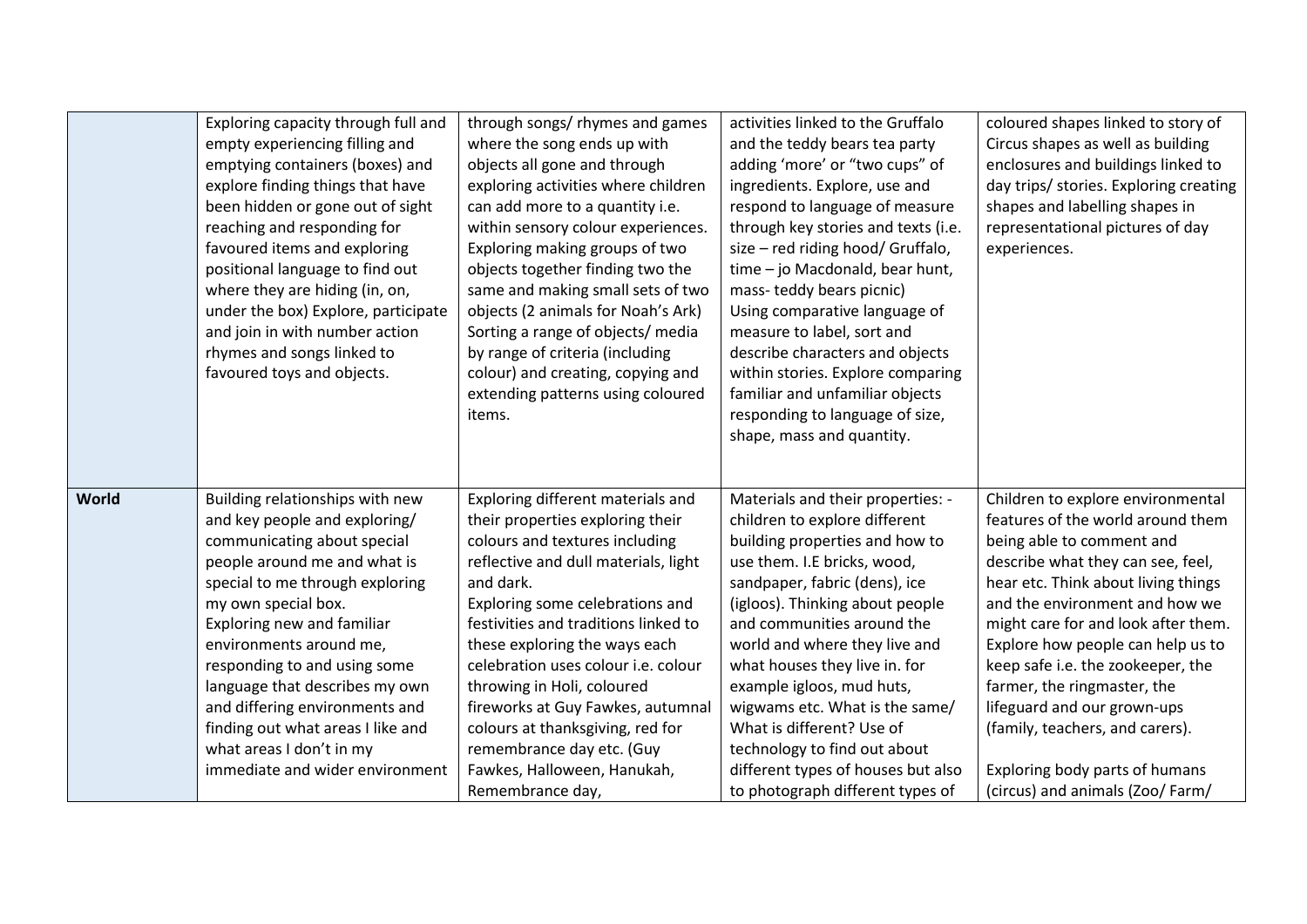| | | | | |
|---|---|---|---|---|
| | Exploring capacity through full and empty experiencing filling and emptying containers (boxes) and explore finding things that have been hidden or gone out of sight reaching and responding for favoured items and exploring positional language to find out where they are hiding (in, on, under the box) Explore, participate and join in with number action rhymes and songs linked to favoured toys and objects. | through songs/ rhymes and games where the song ends up with objects all gone and through exploring activities where children can add more to a quantity i.e. within sensory colour experiences. Exploring making groups of two objects together finding two the same and making small sets of two objects (2 animals for Noah's Ark) Sorting a range of objects/ media by range of criteria (including colour) and creating, copying and extending patterns using coloured items. | activities linked to the Gruffalo and the teddy bears tea party adding 'more' or "two cups" of ingredients. Explore, use and respond to language of measure through key stories and texts (i.e. size – red riding hood/ Gruffalo, time – jo Macdonald, bear hunt, mass- teddy bears picnic) Using comparative language of measure to label, sort and describe characters and objects within stories. Explore comparing familiar and unfamiliar objects responding to language of size, shape, mass and quantity. | coloured shapes linked to story of Circus shapes as well as building enclosures and buildings linked to day trips/ stories. Exploring creating shapes and labelling shapes in representational pictures of day experiences. |
| **World** | Building relationships with new and key people and exploring/ communicating about special people around me and what is special to me through exploring my own special box.<br>Exploring new and familiar environments around me, responding to and using some language that describes my own and differing environments and finding out what areas I like and what areas I don't in my immediate and wider environment | Exploring different materials and their properties exploring their colours and textures including reflective and dull materials, light and dark.<br>Exploring some celebrations and festivities and traditions linked to these exploring the ways each celebration uses colour i.e. colour throwing in Holi, coloured fireworks at Guy Fawkes, autumnal colours at thanksgiving, red for remembrance day etc. (Guy Fawkes, Halloween, Hanukah, Remembrance day, | Materials and their properties: - children to explore different building properties and how to use them. I.E bricks, wood, sandpaper, fabric (dens), ice (igloos). Thinking about people and communities around the world and where they live and what houses they live in. for example igloos, mud huts, wigwams etc. What is the same/ What is different? Use of technology to find out about different types of houses but also to photograph different types of | Children to explore environmental features of the world around them being able to comment and describe what they can see, feel, hear etc. Think about living things and the environment and how we might care for and look after them. Explore how people can help us to keep safe i.e. the zookeeper, the farmer, the ringmaster, the lifeguard and our grown-ups (family, teachers, and carers).<br><br>Exploring body parts of humans (circus) and animals (Zoo/ Farm/ |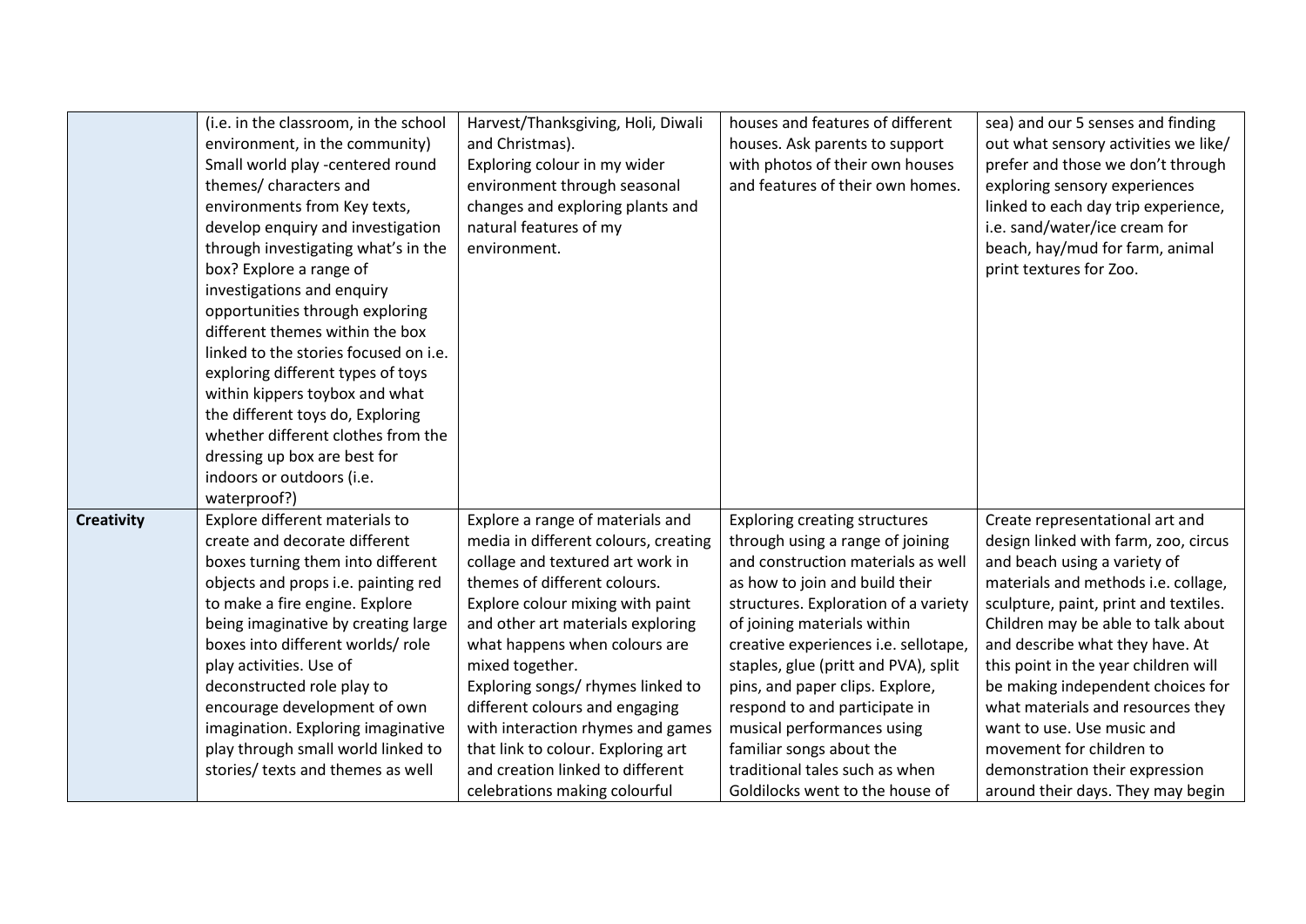| | | | | |
|---|---|---|---|---|
| | (i.e. in the classroom, in the school environment, in the community) Small world play -centered round themes/ characters and environments from Key texts, develop enquiry and investigation through investigating what's in the box? Explore a range of investigations and enquiry opportunities through exploring different themes within the box linked to the stories focused on i.e. exploring different types of toys within kippers toybox and what the different toys do, Exploring whether different clothes from the dressing up box are best for indoors or outdoors (i.e. waterproof?) | Harvest/Thanksgiving, Holi, Diwali and Christmas). Exploring colour in my wider environment through seasonal changes and exploring plants and natural features of my environment. | houses and features of different houses. Ask parents to support with photos of their own houses and features of their own homes. | sea) and our 5 senses and finding out what sensory activities we like/ prefer and those we don't through exploring sensory experiences linked to each day trip experience, i.e. sand/water/ice cream for beach, hay/mud for farm, animal print textures for Zoo. |
| **Creativity** | Explore different materials to create and decorate different boxes turning them into different objects and props i.e. painting red to make a fire engine. Explore being imaginative by creating large boxes into different worlds/ role play activities. Use of deconstructed role play to encourage development of own imagination. Exploring imaginative play through small world linked to stories/ texts and themes as well | Explore a range of materials and media in different colours, creating collage and textured art work in themes of different colours. Explore colour mixing with paint and other art materials exploring what happens when colours are mixed together. Exploring songs/ rhymes linked to different colours and engaging with interaction rhymes and games that link to colour. Exploring art and creation linked to different celebrations making colourful | Exploring creating structures through using a range of joining and construction materials as well as how to join and build their structures. Exploration of a variety of joining materials within creative experiences i.e. sellotape, staples, glue (pritt and PVA), split pins, and paper clips. Explore, respond to and participate in musical performances using familiar songs about the traditional tales such as when Goldilocks went to the house of | Create representational art and design linked with farm, zoo, circus and beach using a variety of materials and methods i.e. collage, sculpture, paint, print and textiles. Children may be able to talk about and describe what they have. At this point in the year children will be making independent choices for what materials and resources they want to use. Use music and movement for children to demonstration their expression around their days. They may begin |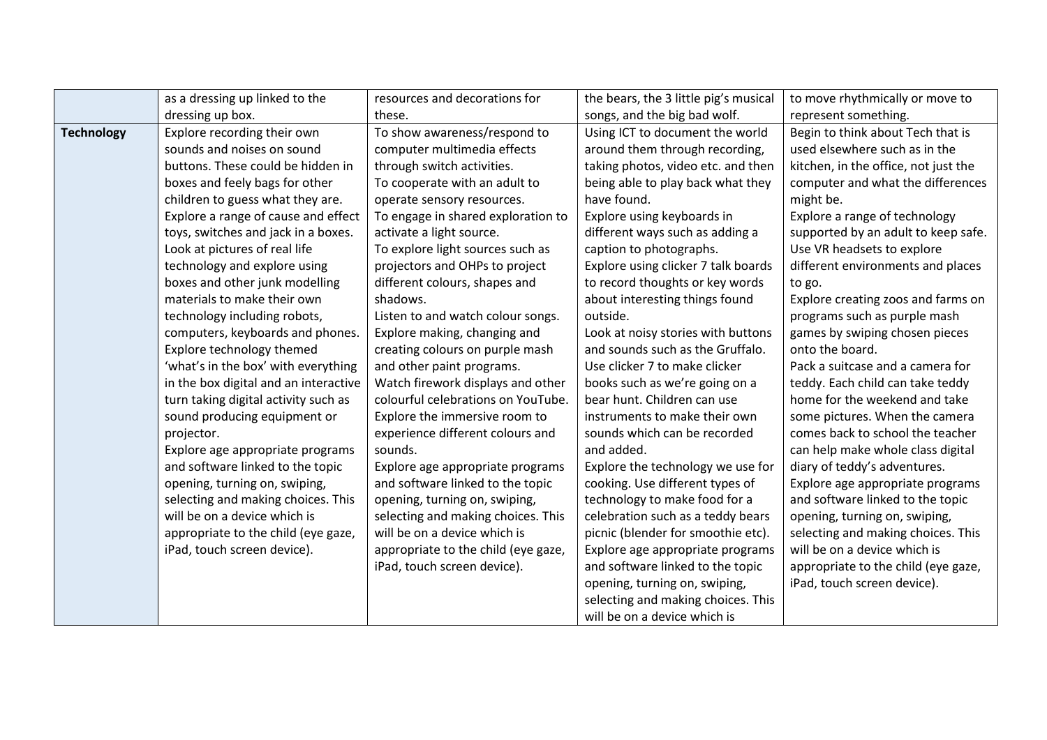| | | | | |
|---|---|---|---|---|
| | as a dressing up linked to the dressing up box. | resources and decorations for these. | the bears, the 3 little pig's musical songs, and the big bad wolf. | to move rhythmically or move to represent something. |
| **Technology** | Explore recording their own sounds and noises on sound buttons. These could be hidden in boxes and feely bags for other children to guess what they are. Explore a range of cause and effect toys, switches and jack in a boxes. Look at pictures of real life technology and explore using boxes and other junk modelling materials to make their own technology including robots, computers, keyboards and phones. Explore technology themed 'what's in the box' with everything in the box digital and an interactive turn taking digital activity such as sound producing equipment or projector. Explore age appropriate programs and software linked to the topic opening, turning on, swiping, selecting and making choices. This will be on a device which is appropriate to the child (eye gaze, iPad, touch screen device). | To show awareness/respond to computer multimedia effects through switch activities. To cooperate with an adult to operate sensory resources. To engage in shared exploration to activate a light source. To explore light sources such as projectors and OHPs to project different colours, shapes and shadows. Listen to and watch colour songs. Explore making, changing and creating colours on purple mash and other paint programs. Watch firework displays and other colourful celebrations on YouTube. Explore the immersive room to experience different colours and sounds. Explore age appropriate programs and software linked to the topic opening, turning on, swiping, selecting and making choices. This will be on a device which is appropriate to the child (eye gaze, iPad, touch screen device). | Using ICT to document the world around them through recording, taking photos, video etc. and then being able to play back what they have found. Explore using keyboards in different ways such as adding a caption to photographs. Explore using clicker 7 talk boards to record thoughts or key words about interesting things found outside. Look at noisy stories with buttons and sounds such as the Gruffalo. Use clicker 7 to make clicker books such as we're going on a bear hunt. Children can use instruments to make their own sounds which can be recorded and added. Explore the technology we use for cooking. Use different types of technology to make food for a celebration such as a teddy bears picnic (blender for smoothie etc). Explore age appropriate programs and software linked to the topic opening, turning on, swiping, selecting and making choices. This will be on a device which is | Begin to think about Tech that is used elsewhere such as in the kitchen, in the office, not just the computer and what the differences might be. Explore a range of technology supported by an adult to keep safe. Use VR headsets to explore different environments and places to go. Explore creating zoos and farms on programs such as purple mash games by swiping chosen pieces onto the board. Pack a suitcase and a camera for teddy. Each child can take teddy home for the weekend and take some pictures. When the camera comes back to school the teacher can help make whole class digital diary of teddy's adventures. Explore age appropriate programs and software linked to the topic opening, turning on, swiping, selecting and making choices. This will be on a device which is appropriate to the child (eye gaze, iPad, touch screen device). |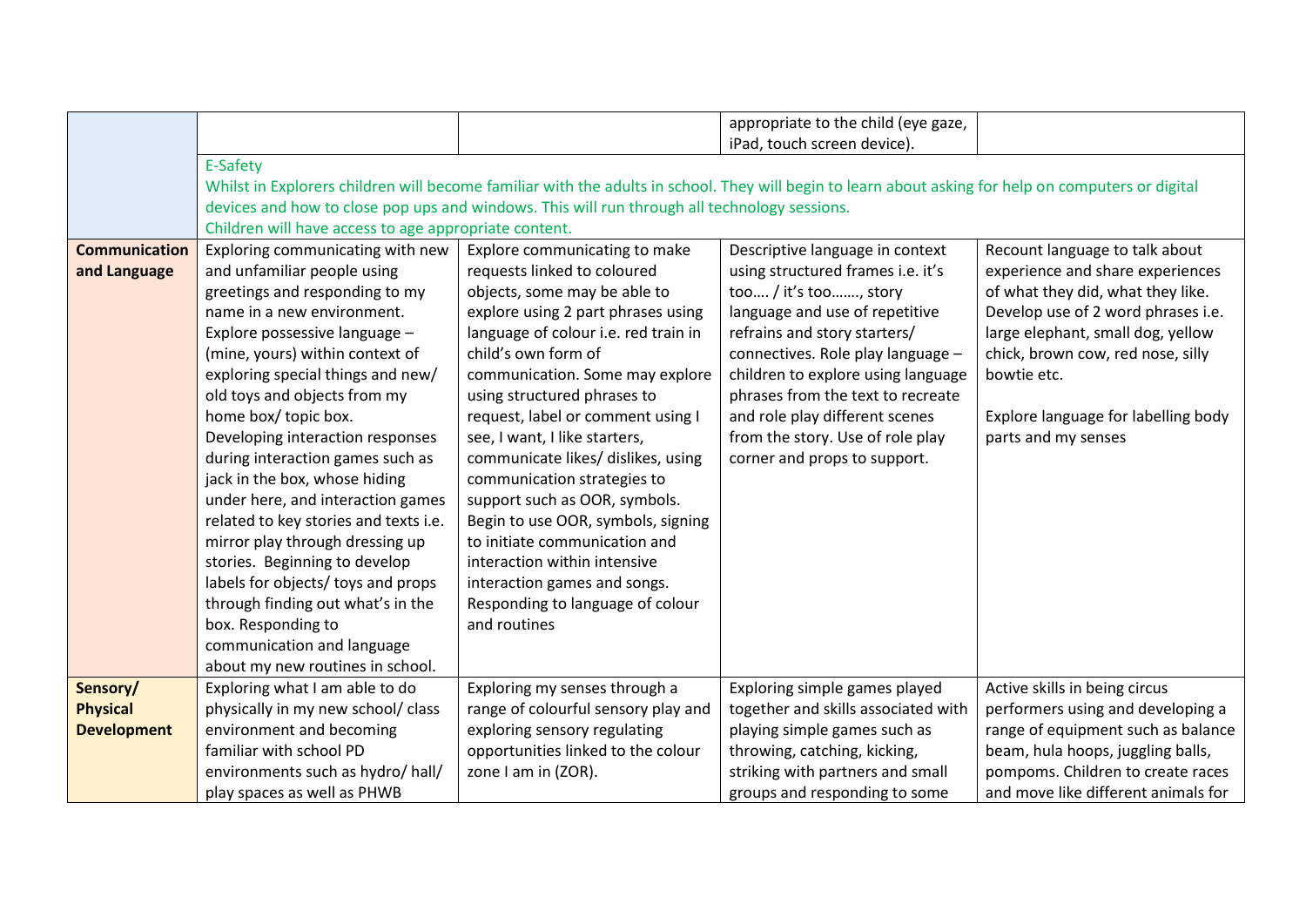| | | | | |
|---|---|---|---|---|
| | | | appropriate to the child (eye gaze, iPad, touch screen device). | |
| | E-Safety<br>Whilst in Explorers children will become familiar with the adults in school. They will begin to learn about asking for help on computers or digital devices and how to close pop ups and windows. This will run through all technology sessions.<br>Children will have access to age appropriate content. | | | |
| **Communication and Language** | Exploring communicating with new and unfamiliar people using greetings and responding to my name in a new environment.<br>Explore possessive language – (mine, yours) within context of exploring special things and new/ old toys and objects from my home box/ topic box.<br>Developing interaction responses during interaction games such as jack in the box, whose hiding under here, and interaction games related to key stories and texts i.e. mirror play through dressing up stories. Beginning to develop labels for objects/ toys and props through finding out what's in the box. Responding to communication and language about my new routines in school. | Explore communicating to make requests linked to coloured objects, some may be able to explore using 2 part phrases using language of colour i.e. red train in child's own form of communication. Some may explore using structured phrases to request, label or comment using I see, I want, I like starters, communicate likes/ dislikes, using communication strategies to support such as OOR, symbols. Begin to use OOR, symbols, signing to initiate communication and interaction within intensive interaction games and songs. Responding to language of colour and routines | Descriptive language in context using structured frames i.e. it's too…. / it's too……., story language and use of repetitive refrains and story starters/ connectives. Role play language – children to explore using language phrases from the text to recreate and role play different scenes from the story. Use of role play corner and props to support. | Recount language to talk about experience and share experiences of what they did, what they like. Develop use of 2 word phrases i.e. large elephant, small dog, yellow chick, brown cow, red nose, silly bowtie etc.<br><br>Explore language for labelling body parts and my senses |
| **Sensory/ Physical Development** | Exploring what I am able to do physically in my new school/ class environment and becoming familiar with school PD environments such as hydro/ hall/ play spaces as well as PHWB | Exploring my senses through a range of colourful sensory play and exploring sensory regulating opportunities linked to the colour zone I am in (ZOR). | Exploring simple games played together and skills associated with playing simple games such as throwing, catching, kicking, striking with partners and small groups and responding to some | Active skills in being circus performers using and developing a range of equipment such as balance beam, hula hoops, juggling balls, pompoms. Children to create races and move like different animals for |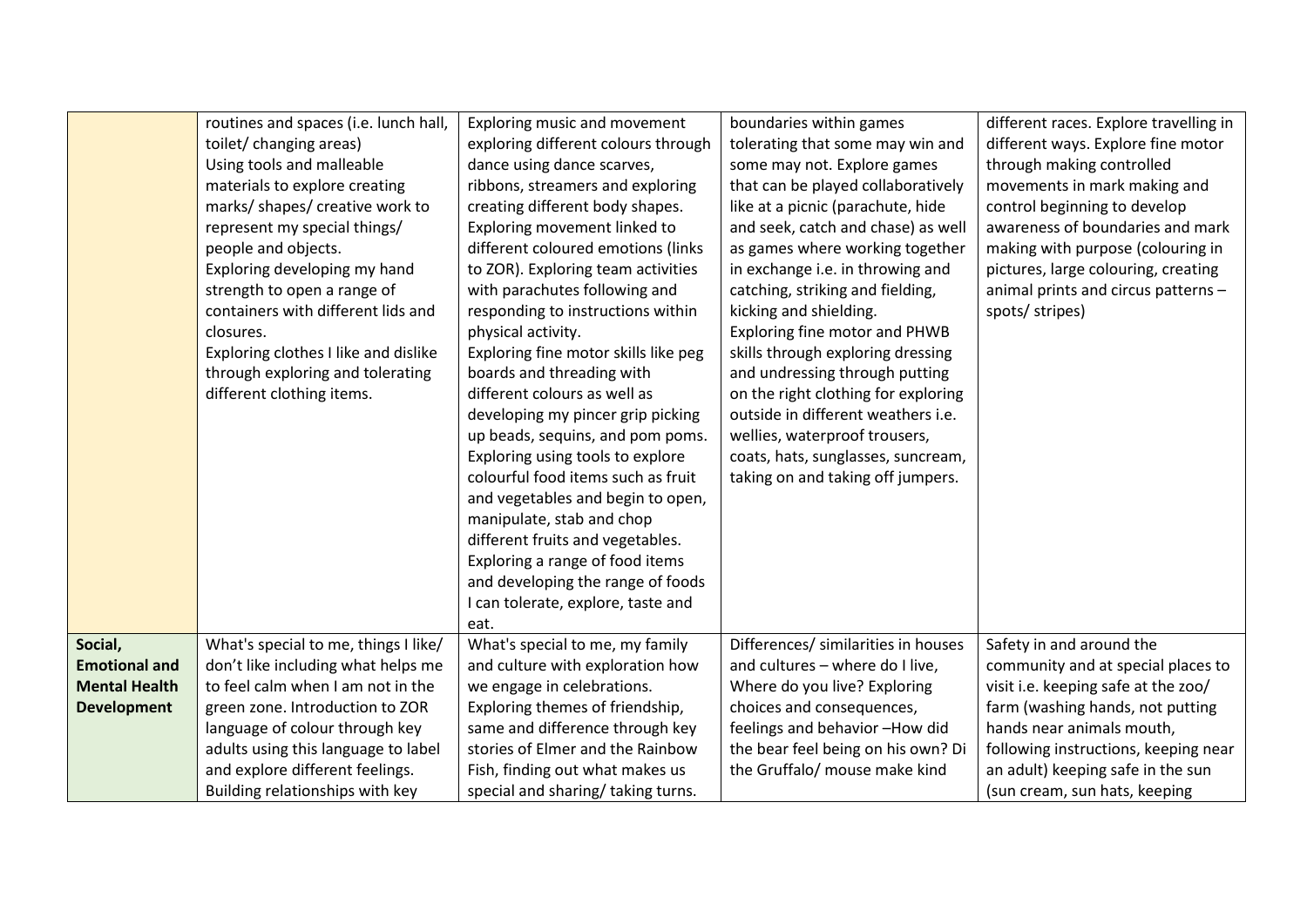| | | | | |
|---|---|---|---|---|
| | routines and spaces (i.e. lunch hall, toilet/ changing areas)<br>Using tools and malleable materials to explore creating marks/ shapes/ creative work to represent my special things/ people and objects.<br>Exploring developing my hand strength to open a range of containers with different lids and closures.<br>Exploring clothes I like and dislike through exploring and tolerating different clothing items. | Exploring music and movement exploring different colours through dance using dance scarves, ribbons, streamers and exploring creating different body shapes. Exploring movement linked to different coloured emotions (links to ZOR). Exploring team activities with parachutes following and responding to instructions within physical activity.<br>Exploring fine motor skills like peg boards and threading with different colours as well as developing my pincer grip picking up beads, sequins, and pom poms. Exploring using tools to explore colourful food items such as fruit and vegetables and begin to open, manipulate, stab and chop different fruits and vegetables. Exploring a range of food items and developing the range of foods I can tolerate, explore, taste and eat. | boundaries within games tolerating that some may win and some may not. Explore games that can be played collaboratively like at a picnic (parachute, hide and seek, catch and chase) as well as games where working together in exchange i.e. in throwing and catching, striking and fielding, kicking and shielding.<br>Exploring fine motor and PHWB skills through exploring dressing and undressing through putting on the right clothing for exploring outside in different weathers i.e. wellies, waterproof trousers, coats, hats, sunglasses, suncream, taking on and taking off jumpers. | different races. Explore travelling in different ways. Explore fine motor through making controlled movements in mark making and control beginning to develop awareness of boundaries and mark making with purpose (colouring in pictures, large colouring, creating animal prints and circus patterns – spots/ stripes) |
| **Social, Emotional and Mental Health Development** | What's special to me, things I like/ don't like including what helps me to feel calm when I am not in the green zone. Introduction to ZOR language of colour through key adults using this language to label and explore different feelings. Building relationships with key | What's special to me, my family and culture with exploration how we engage in celebrations. Exploring themes of friendship, same and difference through key stories of Elmer and the Rainbow Fish, finding out what makes us special and sharing/ taking turns. | Differences/ similarities in houses and cultures – where do I live, Where do you live? Exploring choices and consequences, feelings and behavior –How did the bear feel being on his own? Di the Gruffalo/ mouse make kind | Safety in and around the community and at special places to visit i.e. keeping safe at the zoo/ farm (washing hands, not putting hands near animals mouth, following instructions, keeping near an adult) keeping safe in the sun (sun cream, sun hats, keeping |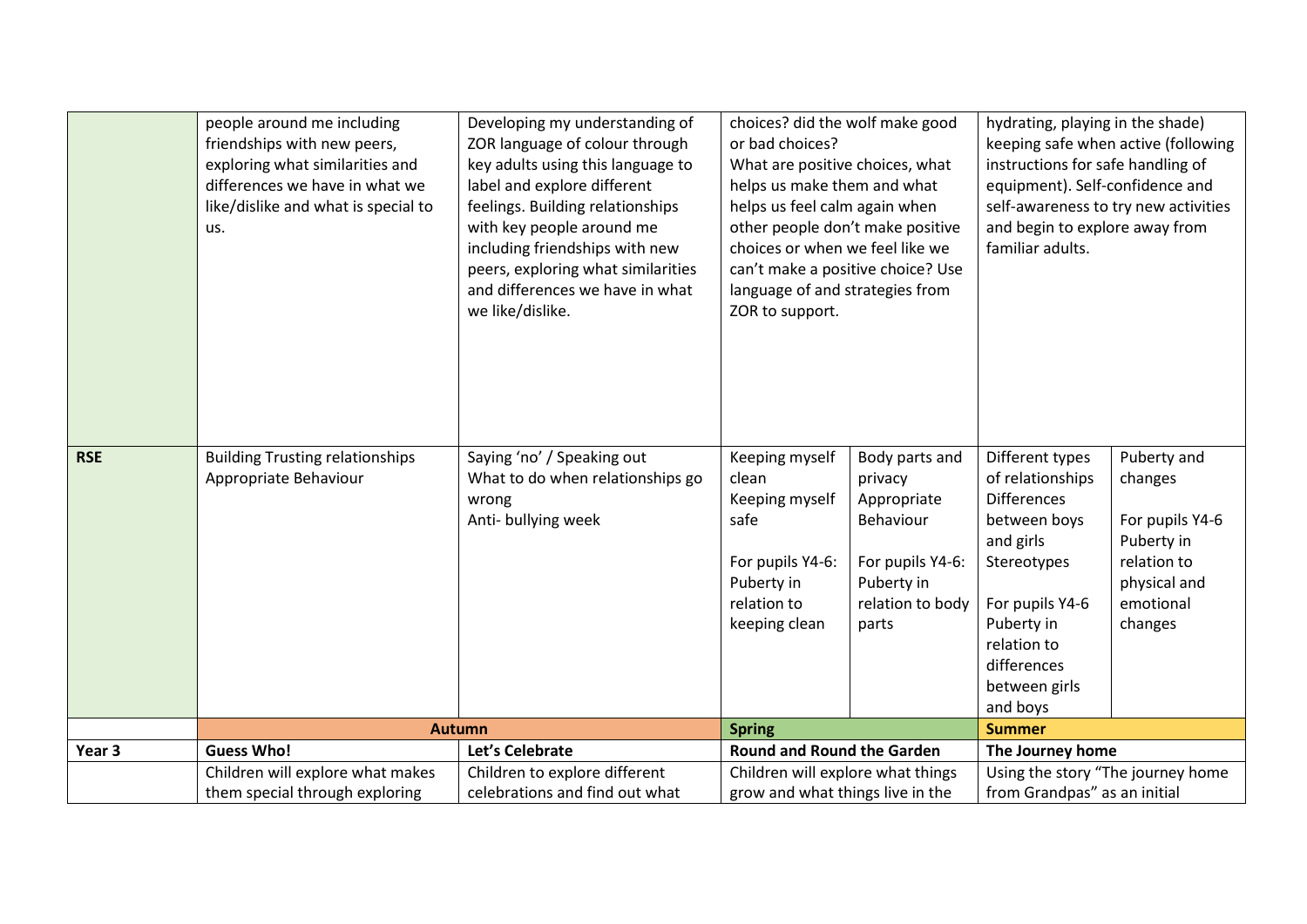| | | | | | | |
|---|---|---|---|---|---|---|
| | people around me including friendships with new peers, exploring what similarities and differences we have in what we like/dislike and what is special to us. | Developing my understanding of ZOR language of colour through key adults using this language to label and explore different feelings. Building relationships with key people around me including friendships with new peers, exploring what similarities and differences we have in what we like/dislike. | choices? did the wolf make good or bad choices? What are positive choices, what helps us make them and what helps us feel calm again when other people don't make positive choices or when we feel like we can't make a positive choice? Use language of and strategies from ZOR to support. | | hydrating, playing in the shade) keeping safe when active (following instructions for safe handling of equipment). Self-confidence and self-awareness to try new activities and begin to explore away from familiar adults. | |
| **RSE** | Building Trusting relationships<br>Appropriate Behaviour | Saying 'no' / Speaking out<br>What to do when relationships go wrong<br>Anti- bullying week | Keeping myself clean<br>Keeping myself safe<br><br>For pupils Y4-6: Puberty in relation to keeping clean | Body parts and privacy<br>Appropriate Behaviour<br><br>For pupils Y4-6: Puberty in relation to body parts | Different types of relationships<br>Differences between boys and girls<br>Stereotypes<br><br>For pupils Y4-6 Puberty in relation to differences between girls and boys | Puberty and changes<br><br>For pupils Y4-6 Puberty in relation to physical and emotional changes |
| | **Autumn** | | **Spring** | | **Summer** | |
| **Year 3** | **Guess Who!** | **Let's Celebrate** | **Round and Round the Garden** | | **The Journey home** | |
| | Children will explore what makes them special through exploring | Children to explore different celebrations and find out what | Children will explore what things grow and what things live in the | | Using the story "The journey home from Grandpas" as an initial | |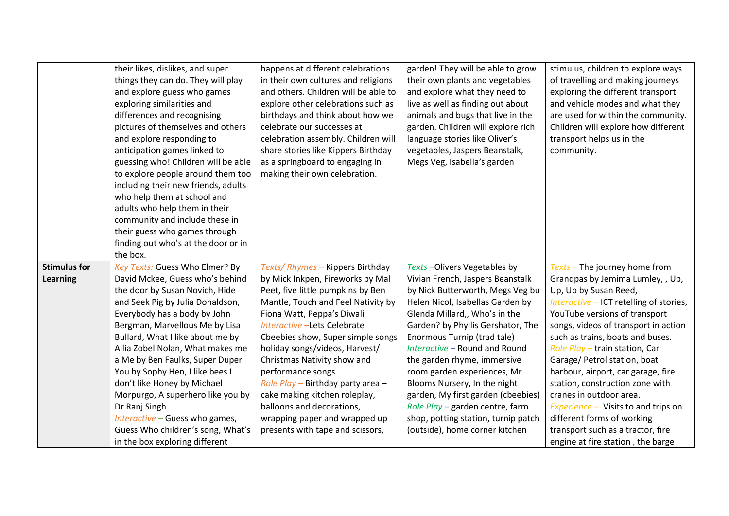| | | | | |
|---|---|---|---|---|
| | their likes, dislikes, and super things they can do. They will play and explore guess who games exploring similarities and differences and recognising pictures of themselves and others and explore responding to anticipation games linked to guessing who! Children will be able to explore people around them too including their new friends, adults who help them at school and adults who help them in their community and include these in their guess who games through finding out who's at the door or in the box. | happens at different celebrations in their own cultures and religions and others. Children will be able to explore other celebrations such as birthdays and think about how we celebrate our successes at celebration assembly. Children will share stories like Kippers Birthday as a springboard to engaging in making their own celebration. | garden! They will be able to grow their own plants and vegetables and explore what they need to live as well as finding out about animals and bugs that live in the garden. Children will explore rich language stories like Oliver's vegetables, Jaspers Beanstalk, Megs Veg, Isabella's garden | stimulus, children to explore ways of travelling and making journeys exploring the different transport and vehicle modes and what they are used for within the community. Children will explore how different transport helps us in the community. |
| **Stimulus for Learning** | *Key Texts:* Guess Who Elmer? By David Mckee, Guess who's behind the door by Susan Novich, Hide and Seek Pig by Julia Donaldson, Everybody has a body by John Bergman, Marvellous Me by Lisa Bullard, What I like about me by Allia Zobel Nolan, What makes me a Me by Ben Faulks, Super Duper You by Sophy Hen, I like bees I don't like Honey by Michael Morpurgo, A superhero like you by Dr Ranj Singh<br>*Interactive –* Guess who games, Guess Who children's song, What's in the box exploring different | *Texts/ Rhymes –* Kippers Birthday by Mick Inkpen, Fireworks by Mal Peet, five little pumpkins by Ben Mantle, Touch and Feel Nativity by Fiona Watt, Peppa's Diwali<br>*Interactive –*Lets Celebrate Cbeebies show, Super simple songs holiday songs/videos, Harvest/ Christmas Nativity show and performance songs<br>*Role Play –* Birthday party area – cake making kitchen roleplay, balloons and decorations, wrapping paper and wrapped up presents with tape and scissors, | *Texts –*Olivers Vegetables by Vivian French, Jaspers Beanstalk by Nick Butterworth, Megs Veg bu Helen Nicol, Isabellas Garden by Glenda Millard,, Who's in the Garden? by Phyllis Gershator, The Enormous Turnip (trad tale)<br>*Interactive –* Round and Round the garden rhyme, immersive room garden experiences, Mr Blooms Nursery, In the night garden, My first garden (cbeebies)<br>*Role Play –* garden centre, farm shop, potting station, turnip patch (outside), home corner kitchen | *Texts –* The journey home from Grandpas by Jemima Lumley, , Up, Up, Up by Susan Reed,<br>*Interactive –* ICT retelling of stories, YouTube versions of transport songs, videos of transport in action such as trains, boats and buses.<br>*Role Play –* train station, Car Garage/ Petrol station, boat harbour, airport, car garage, fire station, construction zone with cranes in outdoor area.<br>*Experience –* Visits to and trips on different forms of working transport such as a tractor, fire engine at fire station , the barge |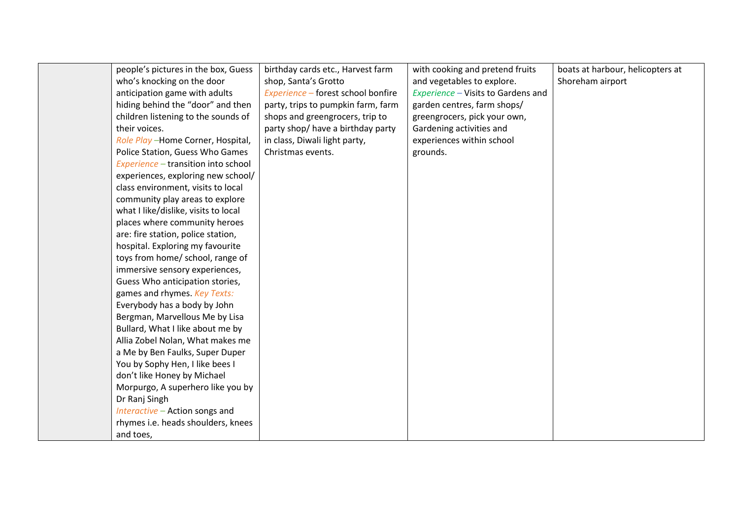| | | | | |
|---|---|---|---|---|
| | people's pictures in the box, Guess who's knocking on the door anticipation game with adults hiding behind the "door" and then children listening to the sounds of their voices.<br>*Role Play* –Home Corner, Hospital, Police Station, Guess Who Games<br>*Experience* – transition into school experiences, exploring new school/ class environment, visits to local community play areas to explore what I like/dislike, visits to local places where community heroes are: fire station, police station, hospital. Exploring my favourite toys from home/ school, range of immersive sensory experiences, Guess Who anticipation stories, games and rhymes. *Key Texts:* Everybody has a body by John Bergman, Marvellous Me by Lisa Bullard, What I like about me by Allia Zobel Nolan, What makes me a Me by Ben Faulks, Super Duper You by Sophy Hen, I like bees I don't like Honey by Michael Morpurgo, A superhero like you by Dr Ranj Singh<br>*Interactive* – Action songs and rhymes i.e. heads shoulders, knees and toes, | birthday cards etc., Harvest farm shop, Santa's Grotto<br>*Experience* – forest school bonfire party, trips to pumpkin farm, farm shops and greengrocers, trip to party shop/ have a birthday party in class, Diwali light party, Christmas events. | with cooking and pretend fruits and vegetables to explore.<br>*Experience* – Visits to Gardens and garden centres, farm shops/ greengrocers, pick your own, Gardening activities and experiences within school grounds. | boats at harbour, helicopters at Shoreham airport |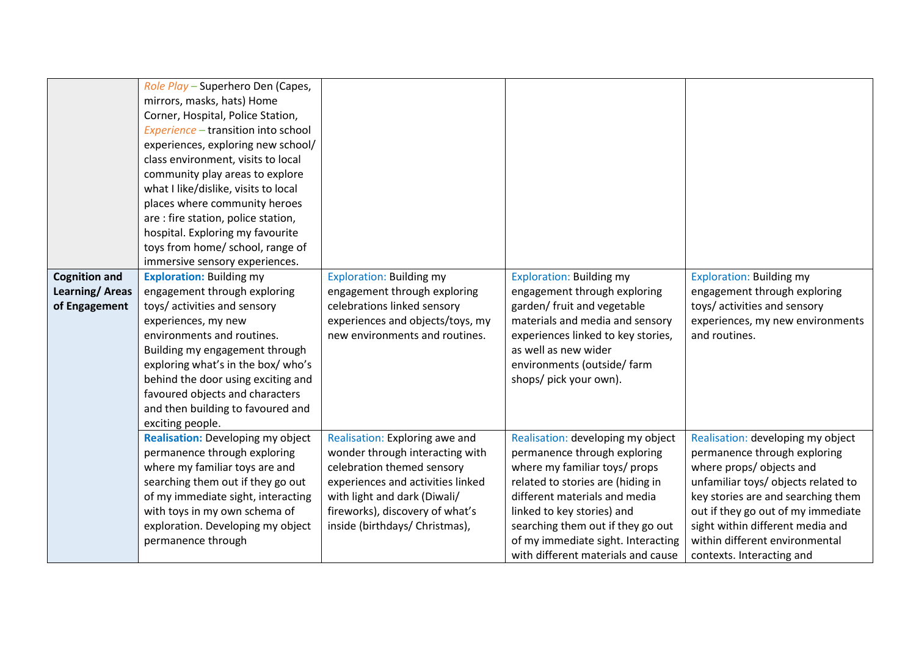| | | | | |
|---|---|---|---|---|
| | *Role Play* – Superhero Den (Capes, mirrors, masks, hats) Home Corner, Hospital, Police Station, *Experience* – transition into school experiences, exploring new school/ class environment, visits to local community play areas to explore what I like/dislike, visits to local places where community heroes are : fire station, police station, hospital. Exploring my favourite toys from home/ school, range of immersive sensory experiences. | | | |
| **Cognition and Learning/ Areas of Engagement** | **Exploration:** Building my engagement through exploring toys/ activities and sensory experiences, my new environments and routines. Building my engagement through exploring what's in the box/ who's behind the door using exciting and favoured objects and characters and then building to favoured and exciting people. | Exploration: Building my engagement through exploring celebrations linked sensory experiences and objects/toys, my new environments and routines. | Exploration: Building my engagement through exploring garden/ fruit and vegetable materials and media and sensory experiences linked to key stories, as well as new wider environments (outside/ farm shops/ pick your own). | Exploration: Building my engagement through exploring toys/ activities and sensory experiences, my new environments and routines. |
| | **Realisation:** Developing my object permanence through exploring where my familiar toys are and searching them out if they go out of my immediate sight, interacting with toys in my own schema of exploration. Developing my object permanence through | Realisation: Exploring awe and wonder through interacting with celebration themed sensory experiences and activities linked with light and dark (Diwali/ fireworks), discovery of what's inside (birthdays/ Christmas), | Realisation: developing my object permanence through exploring where my familiar toys/ props related to stories are (hiding in different materials and media linked to key stories) and searching them out if they go out of my immediate sight. Interacting with different materials and cause | Realisation: developing my object permanence through exploring where props/ objects and unfamiliar toys/ objects related to key stories are and searching them out if they go out of my immediate sight within different media and within different environmental contexts. Interacting and |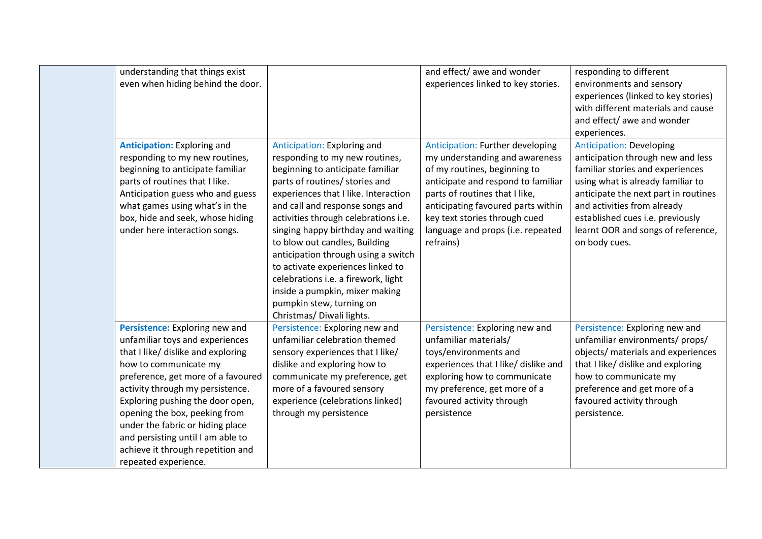| | | | | |
|---|---|---|---|---|
| | understanding that things exist even when hiding behind the door. | | and effect/ awe and wonder experiences linked to key stories. | responding to different environments and sensory experiences (linked to key stories) with different materials and cause and effect/ awe and wonder experiences. |
| | **Anticipation:** Exploring and responding to my new routines, beginning to anticipate familiar parts of routines that I like. Anticipation guess who and guess what games using what's in the box, hide and seek, whose hiding under here interaction songs. | Anticipation: Exploring and responding to my new routines, beginning to anticipate familiar parts of routines/ stories and experiences that I like. Interaction and call and response songs and activities through celebrations i.e. singing happy birthday and waiting to blow out candles, Building anticipation through using a switch to activate experiences linked to celebrations i.e. a firework, light inside a pumpkin, mixer making pumpkin stew, turning on Christmas/ Diwali lights. | Anticipation: Further developing my understanding and awareness of my routines, beginning to anticipate and respond to familiar parts of routines that I like, anticipating favoured parts within key text stories through cued language and props (i.e. repeated refrains) | Anticipation: Developing anticipation through new and less familiar stories and experiences using what is already familiar to anticipate the next part in routines and activities from already established cues i.e. previously learnt OOR and songs of reference, on body cues. |
| | **Persistence:** Exploring new and unfamiliar toys and experiences that I like/ dislike and exploring how to communicate my preference, get more of a favoured activity through my persistence. Exploring pushing the door open, opening the box, peeking from under the fabric or hiding place and persisting until I am able to achieve it through repetition and repeated experience. | Persistence: Exploring new and unfamiliar celebration themed sensory experiences that I like/ dislike and exploring how to communicate my preference, get more of a favoured sensory experience (celebrations linked) through my persistence | Persistence: Exploring new and unfamiliar materials/ toys/environments and experiences that I like/ dislike and exploring how to communicate my preference, get more of a favoured activity through persistence | Persistence: Exploring new and unfamiliar environments/ props/ objects/ materials and experiences that I like/ dislike and exploring how to communicate my preference and get more of a favoured activity through persistence. |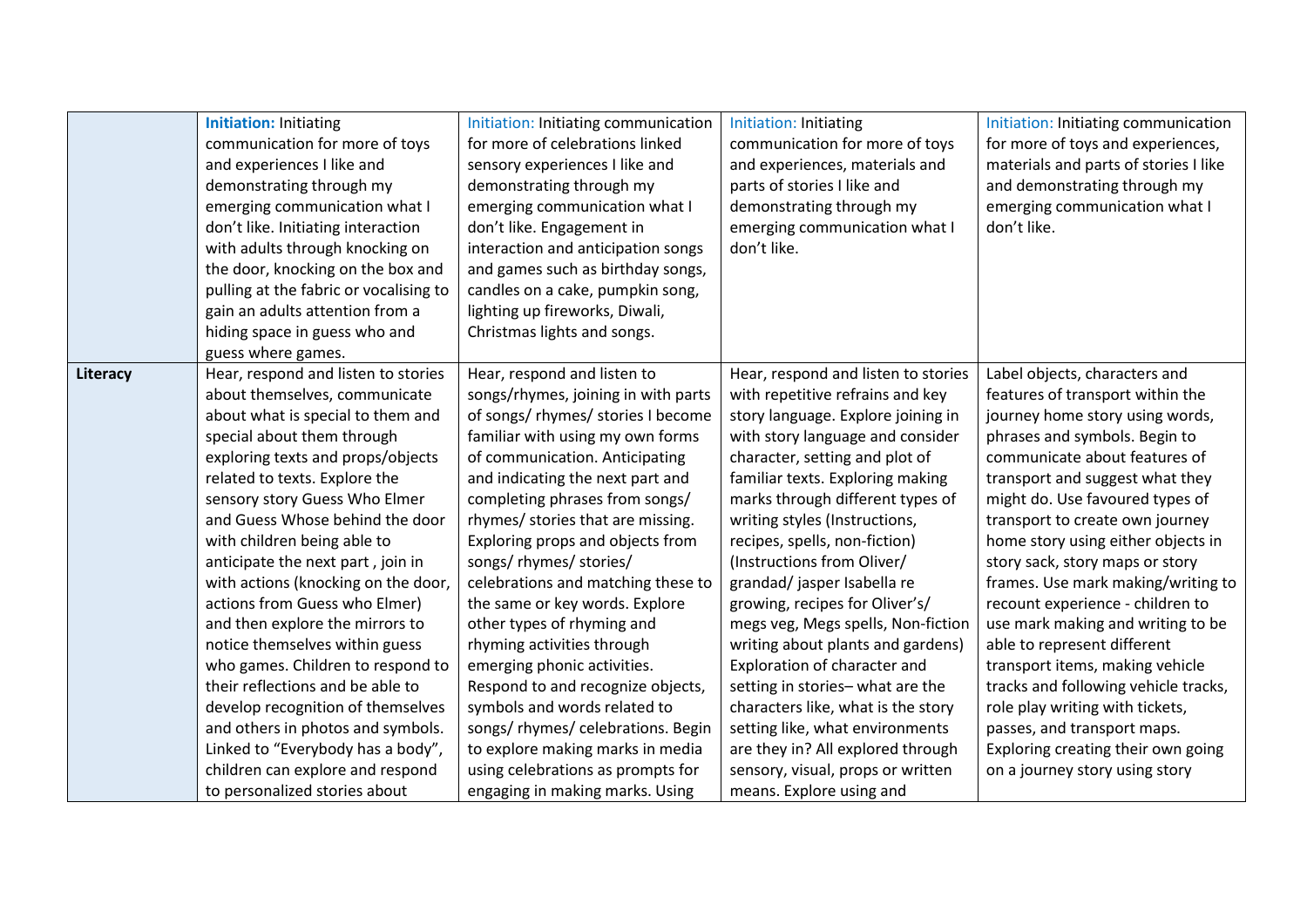| | | | | |
|---|---|---|---|---|
| | **Initiation:** Initiating communication for more of toys and experiences I like and demonstrating through my emerging communication what I don't like. Initiating interaction with adults through knocking on the door, knocking on the box and pulling at the fabric or vocalising to gain an adults attention from a hiding space in guess who and guess where games. | Initiation: Initiating communication for more of celebrations linked sensory experiences I like and demonstrating through my emerging communication what I don't like. Engagement in interaction and anticipation songs and games such as birthday songs, candles on a cake, pumpkin song, lighting up fireworks, Diwali, Christmas lights and songs. | Initiation: Initiating communication for more of toys and experiences, materials and parts of stories I like and demonstrating through my emerging communication what I don't like. | Initiation: Initiating communication for more of toys and experiences, materials and parts of stories I like and demonstrating through my emerging communication what I don't like. |
| **Literacy** | Hear, respond and listen to stories about themselves, communicate about what is special to them and special about them through exploring texts and props/objects related to texts. Explore the sensory story Guess Who Elmer and Guess Whose behind the door with children being able to anticipate the next part , join in with actions (knocking on the door, actions from Guess who Elmer) and then explore the mirrors to notice themselves within guess who games. Children to respond to their reflections and be able to develop recognition of themselves and others in photos and symbols. Linked to "Everybody has a body", children can explore and respond to personalized stories about | Hear, respond and listen to songs/rhymes, joining in with parts of songs/ rhymes/ stories I become familiar with using my own forms of communication. Anticipating and indicating the next part and completing phrases from songs/ rhymes/ stories that are missing. Exploring props and objects from songs/ rhymes/ stories/ celebrations and matching these to the same or key words. Explore other types of rhyming and rhyming activities through emerging phonic activities. Respond to and recognize objects, symbols and words related to songs/ rhymes/ celebrations. Begin to explore making marks in media using celebrations as prompts for engaging in making marks. Using | Hear, respond and listen to stories with repetitive refrains and key story language. Explore joining in with story language and consider character, setting and plot of familiar texts. Exploring making marks through different types of writing styles (Instructions, recipes, spells, non-fiction) (Instructions from Oliver/ grandad/ jasper Isabella re growing, recipes for Oliver's/ megs veg, Megs spells, Non-fiction writing about plants and gardens) Exploration of character and setting in stories– what are the characters like, what is the story setting like, what environments are they in? All explored through sensory, visual, props or written means. Explore using and | Label objects, characters and features of transport within the journey home story using words, phrases and symbols. Begin to communicate about features of transport and suggest what they might do. Use favoured types of transport to create own journey home story using either objects in story sack, story maps or story frames. Use mark making/writing to recount experience - children to use mark making and writing to be able to represent different transport items, making vehicle tracks and following vehicle tracks, role play writing with tickets, passes, and transport maps. Exploring creating their own going on a journey story using story |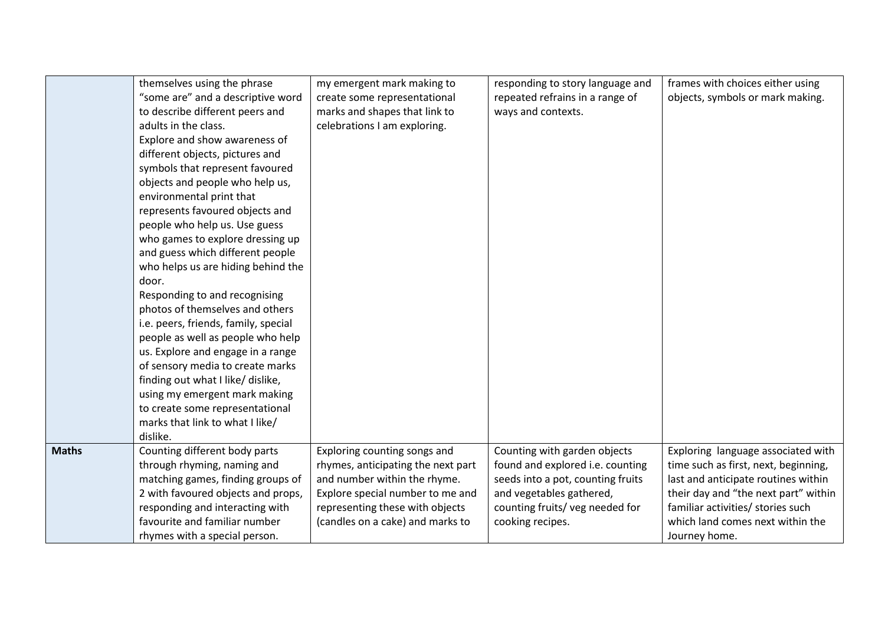| | | | | |
|---|---|---|---|---|
| | themselves using the phrase "some are" and a descriptive word to describe different peers and adults in the class. Explore and show awareness of different objects, pictures and symbols that represent favoured objects and people who help us, environmental print that represents favoured objects and people who help us. Use guess who games to explore dressing up and guess which different people who helps us are hiding behind the door. Responding to and recognising photos of themselves and others i.e. peers, friends, family, special people as well as people who help us. Explore and engage in a range of sensory media to create marks finding out what I like/ dislike, using my emergent mark making to create some representational marks that link to what I like/ dislike. | my emergent mark making to create some representational marks and shapes that link to celebrations I am exploring. | responding to story language and repeated refrains in a range of ways and contexts. | frames with choices either using objects, symbols or mark making. |
| **Maths** | Counting different body parts through rhyming, naming and matching games, finding groups of 2 with favoured objects and props, responding and interacting with favourite and familiar number rhymes with a special person. | Exploring counting songs and rhymes, anticipating the next part and number within the rhyme. Explore special number to me and representing these with objects (candles on a cake) and marks to | Counting with garden objects found and explored i.e. counting seeds into a pot, counting fruits and vegetables gathered, counting fruits/ veg needed for cooking recipes. | Exploring language associated with time such as first, next, beginning, last and anticipate routines within their day and "the next part" within familiar activities/ stories such which land comes next within the Journey home. |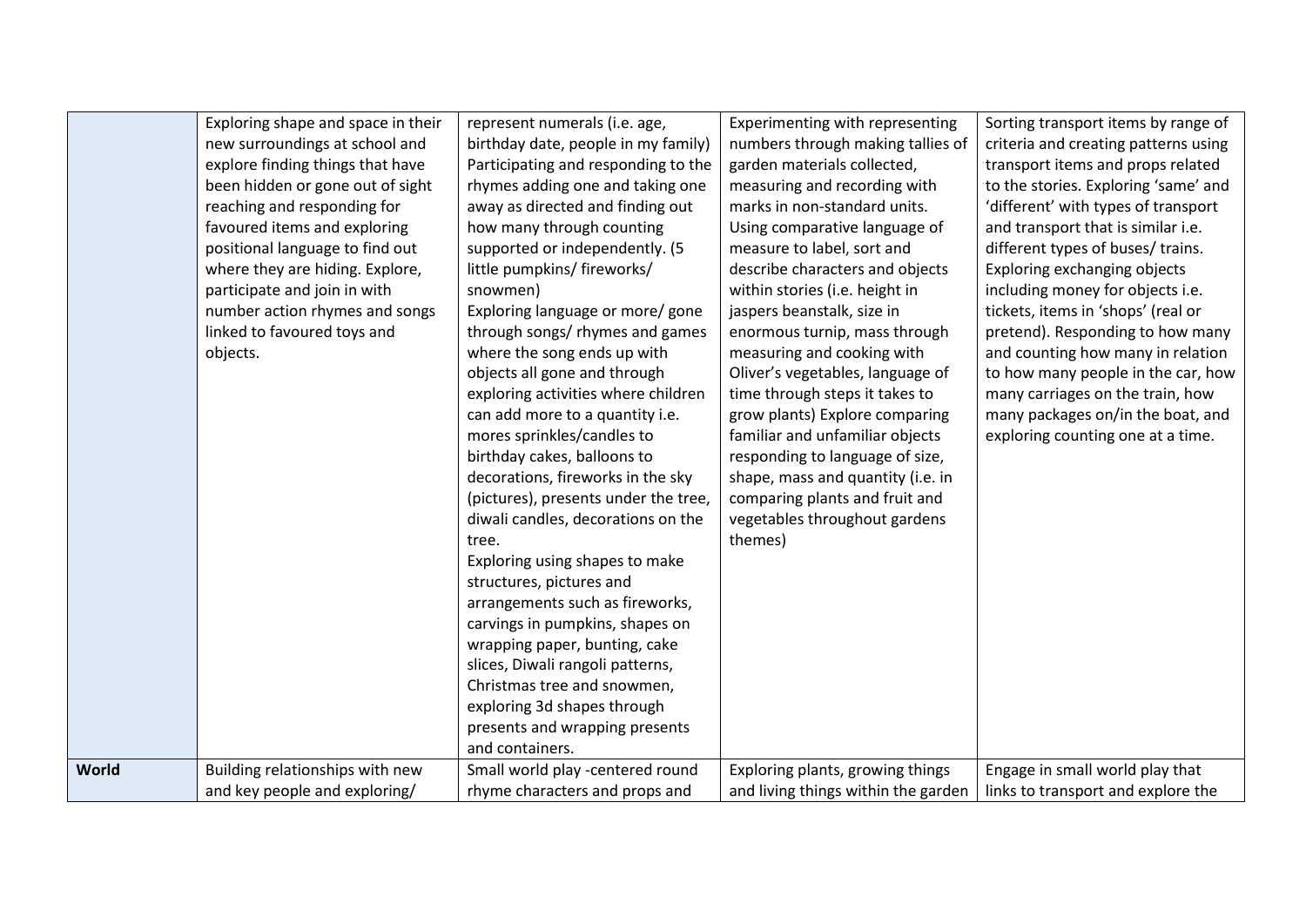| | | | | |
|---|---|---|---|---|
| | Exploring shape and space in their new surroundings at school and explore finding things that have been hidden or gone out of sight reaching and responding for favoured items and exploring positional language to find out where they are hiding. Explore, participate and join in with number action rhymes and songs linked to favoured toys and objects. | represent numerals (i.e. age, birthday date, people in my family) Participating and responding to the rhymes adding one and taking one away as directed and finding out how many through counting supported or independently. (5 little pumpkins/ fireworks/ snowmen)<br>Exploring language or more/ gone through songs/ rhymes and games where the song ends up with objects all gone and through exploring activities where children can add more to a quantity i.e. mores sprinkles/candles to birthday cakes, balloons to decorations, fireworks in the sky (pictures), presents under the tree, diwali candles, decorations on the tree.<br>Exploring using shapes to make structures, pictures and arrangements such as fireworks, carvings in pumpkins, shapes on wrapping paper, bunting, cake slices, Diwali rangoli patterns, Christmas tree and snowmen, exploring 3d shapes through presents and wrapping presents and containers. | Experimenting with representing numbers through making tallies of garden materials collected, measuring and recording with marks in non-standard units. Using comparative language of measure to label, sort and describe characters and objects within stories (i.e. height in jaspers beanstalk, size in enormous turnip, mass through measuring and cooking with Oliver's vegetables, language of time through steps it takes to grow plants) Explore comparing familiar and unfamiliar objects responding to language of size, shape, mass and quantity (i.e. in comparing plants and fruit and vegetables throughout gardens themes) | Sorting transport items by range of criteria and creating patterns using transport items and props related to the stories. Exploring 'same' and 'different' with types of transport and transport that is similar i.e. different types of buses/ trains. Exploring exchanging objects including money for objects i.e. tickets, items in 'shops' (real or pretend). Responding to how many and counting how many in relation to how many people in the car, how many carriages on the train, how many packages on/in the boat, and exploring counting one at a time. |
| **World** | Building relationships with new and key people and exploring/ | Small world play -centered round rhyme characters and props and | Exploring plants, growing things and living things within the garden | Engage in small world play that links to transport and explore the |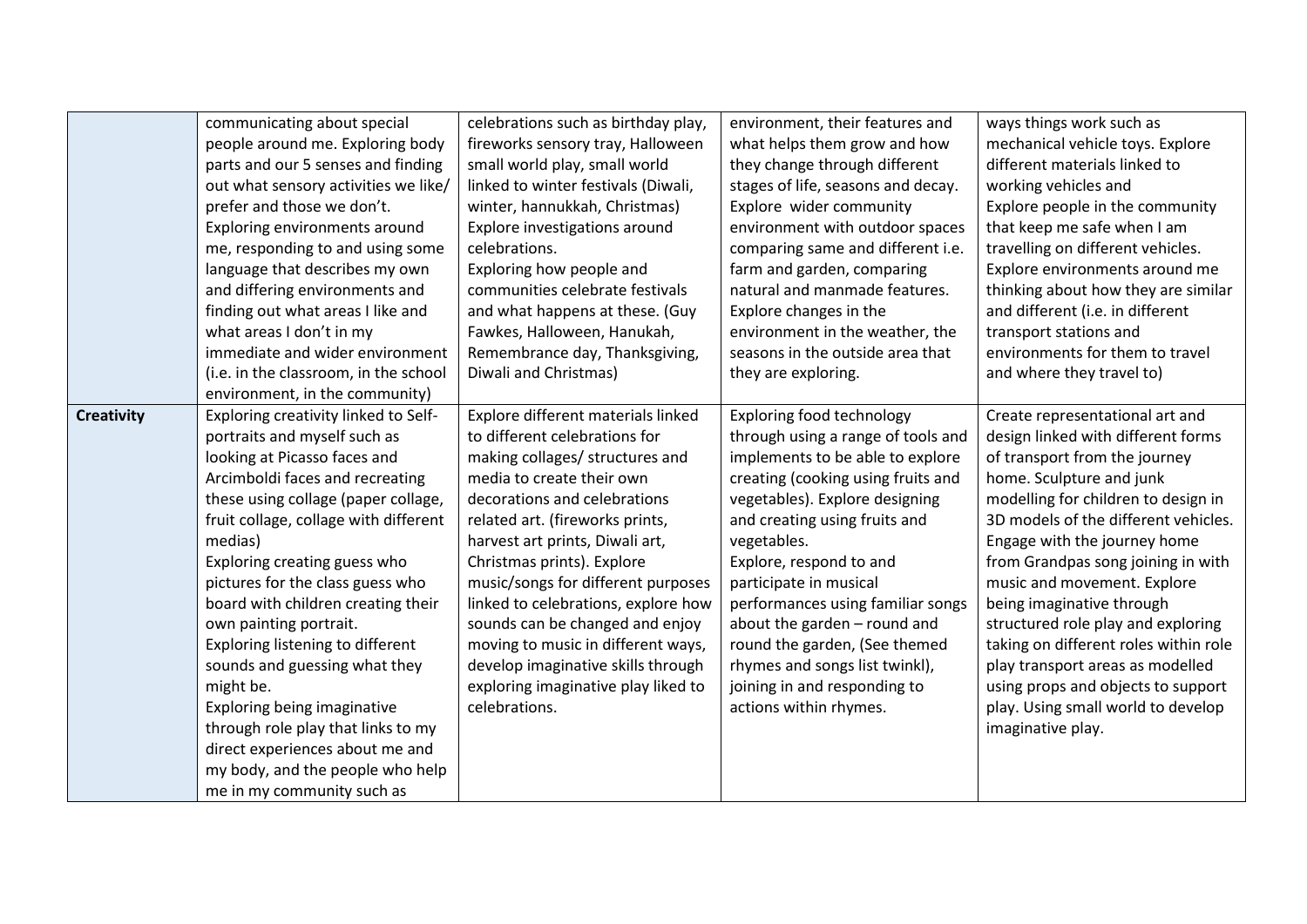| | | | | |
|---|---|---|---|---|
| | communicating about special people around me. Exploring body parts and our 5 senses and finding out what sensory activities we like/ prefer and those we don't.<br>Exploring environments around me, responding to and using some language that describes my own and differing environments and finding out what areas I like and what areas I don't in my immediate and wider environment (i.e. in the classroom, in the school environment, in the community) | celebrations such as birthday play, fireworks sensory tray, Halloween small world play, small world linked to winter festivals (Diwali, winter, hannukkah, Christmas)<br>Explore investigations around celebrations.<br>Exploring how people and communities celebrate festivals and what happens at these. (Guy Fawkes, Halloween, Hanukah, Remembrance day, Thanksgiving, Diwali and Christmas) | environment, their features and what helps them grow and how they change through different stages of life, seasons and decay.<br>Explore wider community environment with outdoor spaces comparing same and different i.e. farm and garden, comparing natural and manmade features.<br>Explore changes in the environment in the weather, the seasons in the outside area that they are exploring. | ways things work such as mechanical vehicle toys. Explore different materials linked to working vehicles and<br>Explore people in the community that keep me safe when I am travelling on different vehicles.<br>Explore environments around me thinking about how they are similar and different (i.e. in different transport stations and environments for them to travel and where they travel to) |
| **Creativity** | Exploring creativity linked to Self-portraits and myself such as looking at Picasso faces and Arcimboldi faces and recreating these using collage (paper collage, fruit collage, collage with different medias)<br>Exploring creating guess who pictures for the class guess who board with children creating their own painting portrait.<br>Exploring listening to different sounds and guessing what they might be.<br>Exploring being imaginative through role play that links to my direct experiences about me and my body, and the people who help me in my community such as | Explore different materials linked to different celebrations for making collages/ structures and media to create their own decorations and celebrations related art. (fireworks prints, harvest art prints, Diwali art, Christmas prints). Explore music/songs for different purposes linked to celebrations, explore how sounds can be changed and enjoy moving to music in different ways, develop imaginative skills through exploring imaginative play liked to celebrations. | Exploring food technology through using a range of tools and implements to be able to explore creating (cooking using fruits and vegetables). Explore designing and creating using fruits and vegetables.<br>Explore, respond to and participate in musical performances using familiar songs about the garden – round and round the garden, (See themed rhymes and songs list twinkl), joining in and responding to actions within rhymes. | Create representational art and design linked with different forms of transport from the journey home. Sculpture and junk modelling for children to design in 3D models of the different vehicles. Engage with the journey home from Grandpas song joining in with music and movement. Explore being imaginative through structured role play and exploring taking on different roles within role play transport areas as modelled using props and objects to support play. Using small world to develop imaginative play. |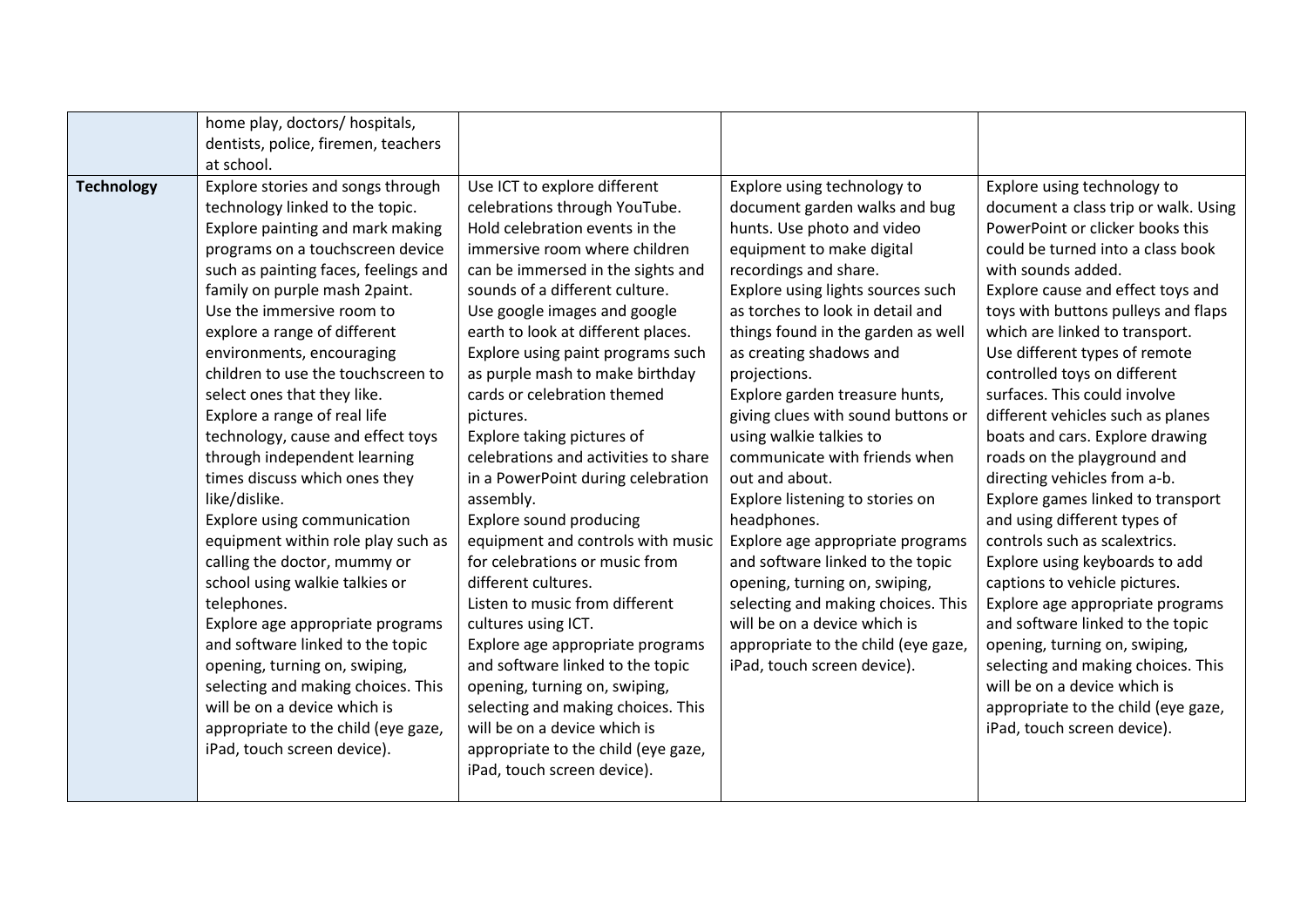| | | | | |
|---|---|---|---|---|
| | home play, doctors/ hospitals, dentists, police, firemen, teachers at school. | | | |
| **Technology** | Explore stories and songs through technology linked to the topic.<br>Explore painting and mark making programs on a touchscreen device such as painting faces, feelings and family on purple mash 2paint.<br>Use the immersive room to explore a range of different environments, encouraging children to use the touchscreen to select ones that they like.<br>Explore a range of real life technology, cause and effect toys through independent learning times discuss which ones they like/dislike.<br>Explore using communication equipment within role play such as calling the doctor, mummy or school using walkie talkies or telephones.<br>Explore age appropriate programs and software linked to the topic opening, turning on, swiping, selecting and making choices. This will be on a device which is appropriate to the child (eye gaze, iPad, touch screen device). | Use ICT to explore different celebrations through YouTube.<br>Hold celebration events in the immersive room where children can be immersed in the sights and sounds of a different culture.<br>Use google images and google earth to look at different places.<br>Explore using paint programs such as purple mash to make birthday cards or celebration themed pictures.<br>Explore taking pictures of celebrations and activities to share in a PowerPoint during celebration assembly.<br>Explore sound producing equipment and controls with music for celebrations or music from different cultures.<br>Listen to music from different cultures using ICT.<br>Explore age appropriate programs and software linked to the topic opening, turning on, swiping, selecting and making choices. This will be on a device which is appropriate to the child (eye gaze, iPad, touch screen device). | Explore using technology to document garden walks and bug hunts. Use photo and video equipment to make digital recordings and share.<br>Explore using lights sources such as torches to look in detail and things found in the garden as well as creating shadows and projections.<br>Explore garden treasure hunts, giving clues with sound buttons or using walkie talkies to communicate with friends when out and about.<br>Explore listening to stories on headphones.<br>Explore age appropriate programs and software linked to the topic opening, turning on, swiping, selecting and making choices. This will be on a device which is appropriate to the child (eye gaze, iPad, touch screen device). | Explore using technology to document a class trip or walk. Using PowerPoint or clicker books this could be turned into a class book with sounds added.<br>Explore cause and effect toys and toys with buttons pulleys and flaps which are linked to transport.<br>Use different types of remote controlled toys on different surfaces. This could involve different vehicles such as planes boats and cars. Explore drawing roads on the playground and directing vehicles from a-b.<br>Explore games linked to transport and using different types of controls such as scalextrics.<br>Explore using keyboards to add captions to vehicle pictures.<br>Explore age appropriate programs and software linked to the topic opening, turning on, swiping, selecting and making choices. This will be on a device which is appropriate to the child (eye gaze, iPad, touch screen device). |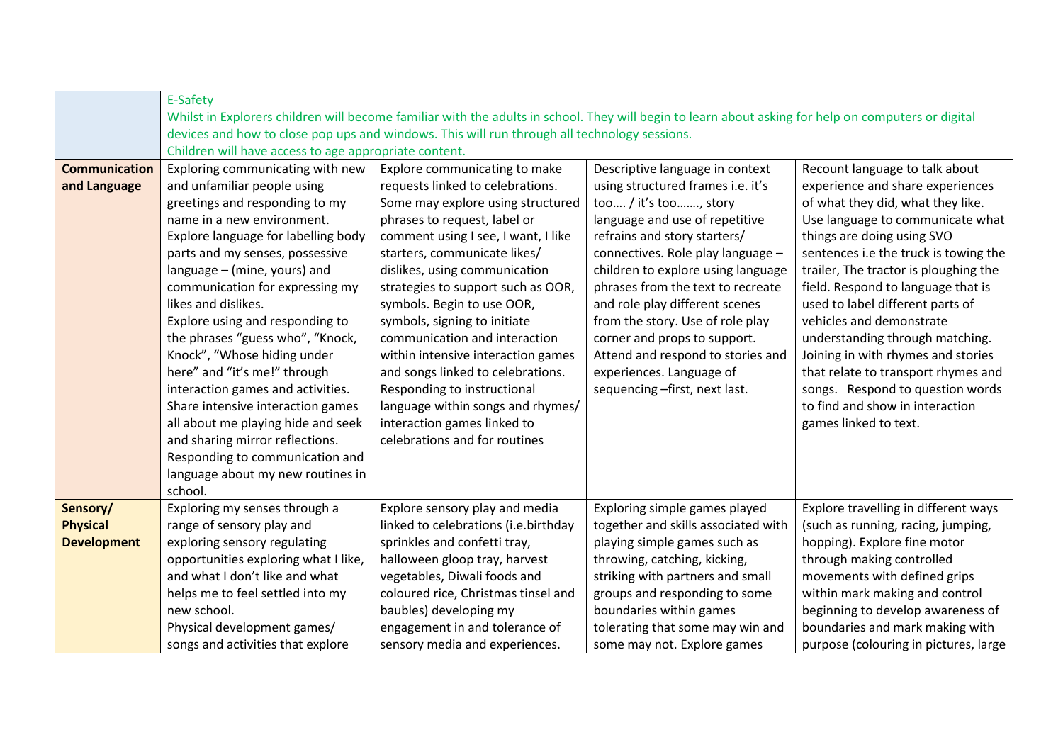| | | | | |
|---|---|---|---|---|
| | E-Safety<br>Whilst in Explorers children will become familiar with the adults in school. They will begin to learn about asking for help on computers or digital devices and how to close pop ups and windows. This will run through all technology sessions.<br>Children will have access to age appropriate content. | | | |
| **Communication and Language** | Exploring communicating with new and unfamiliar people using greetings and responding to my name in a new environment.<br>Explore language for labelling body parts and my senses, possessive language – (mine, yours) and communication for expressing my likes and dislikes.<br>Explore using and responding to the phrases "guess who", "Knock, Knock", "Whose hiding under here" and "it's me!" through interaction games and activities.<br>Share intensive interaction games all about me playing hide and seek and sharing mirror reflections.<br>Responding to communication and language about my new routines in school. | Explore communicating to make requests linked to celebrations. Some may explore using structured phrases to request, label or comment using I see, I want, I like starters, communicate likes/ dislikes, using communication strategies to support such as OOR, symbols. Begin to use OOR, symbols, signing to initiate communication and interaction within intensive interaction games and songs linked to celebrations. Responding to instructional language within songs and rhymes/ interaction games linked to celebrations and for routines | Descriptive language in context using structured frames i.e. it's too…. / it's too……., story language and use of repetitive refrains and story starters/ connectives. Role play language – children to explore using language phrases from the text to recreate and role play different scenes from the story. Use of role play corner and props to support. Attend and respond to stories and experiences. Language of sequencing –first, next last. | Recount language to talk about experience and share experiences of what they did, what they like. Use language to communicate what things are doing using SVO sentences i.e the truck is towing the trailer, The tractor is ploughing the field. Respond to language that is used to label different parts of vehicles and demonstrate understanding through matching. Joining in with rhymes and stories that relate to transport rhymes and songs. Respond to question words to find and show in interaction games linked to text. |
| **Sensory/ Physical Development** | Exploring my senses through a range of sensory play and exploring sensory regulating opportunities exploring what I like, and what I don't like and what helps me to feel settled into my new school.<br>Physical development games/ songs and activities that explore | Explore sensory play and media linked to celebrations (i.e.birthday sprinkles and confetti tray, halloween gloop tray, harvest vegetables, Diwali foods and coloured rice, Christmas tinsel and baubles) developing my engagement in and tolerance of sensory media and experiences. | Exploring simple games played together and skills associated with playing simple games such as throwing, catching, kicking, striking with partners and small groups and responding to some boundaries within games tolerating that some may win and some may not. Explore games | Explore travelling in different ways (such as running, racing, jumping, hopping). Explore fine motor through making controlled movements with defined grips within mark making and control beginning to develop awareness of boundaries and mark making with purpose (colouring in pictures, large |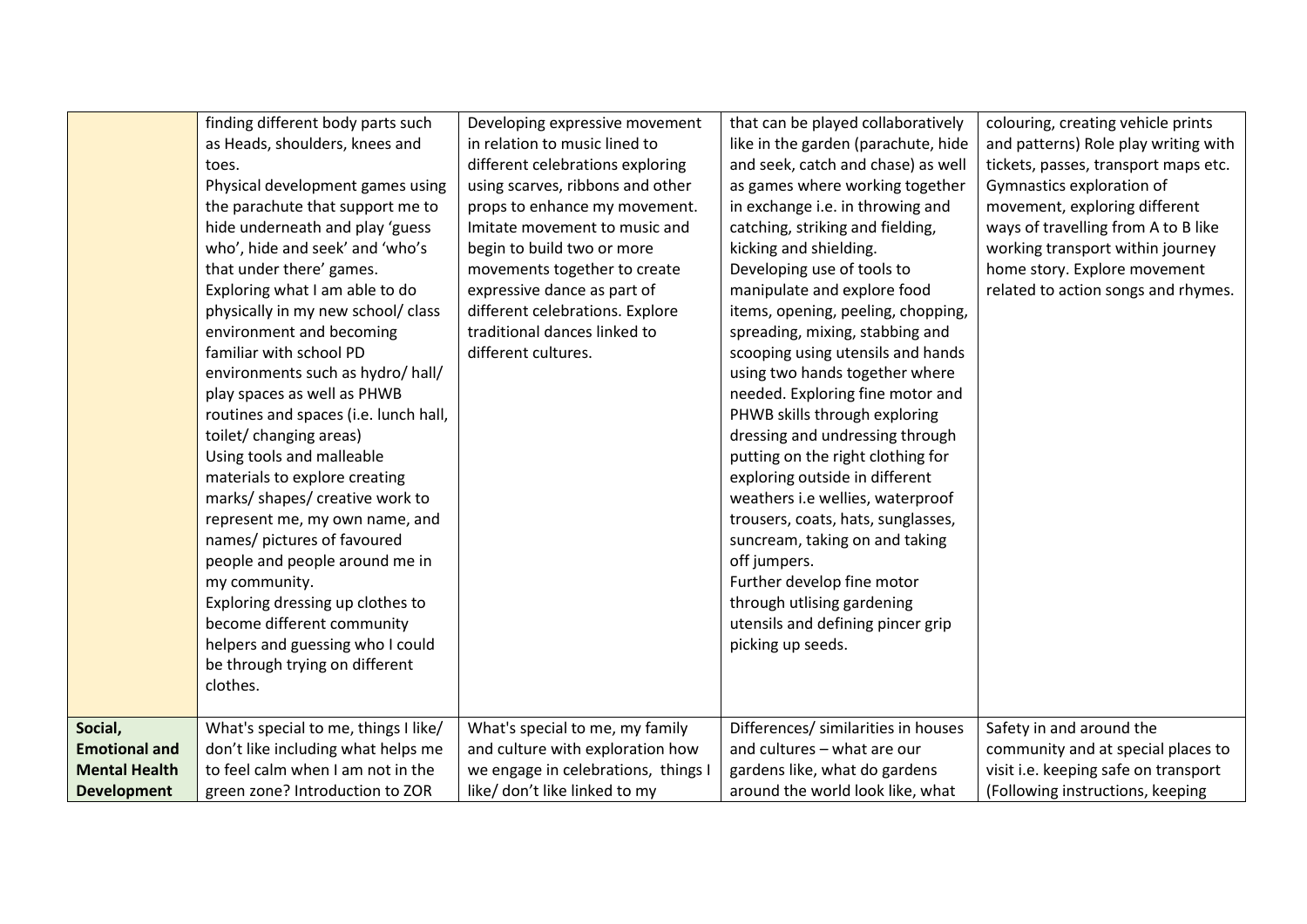| | | | | |
|---|---|---|---|---|
| | finding different body parts such as Heads, shoulders, knees and toes. Physical development games using the parachute that support me to hide underneath and play 'guess who', hide and seek' and 'who's that under there' games. Exploring what I am able to do physically in my new school/ class environment and becoming familiar with school PD environments such as hydro/ hall/ play spaces as well as PHWB routines and spaces (i.e. lunch hall, toilet/ changing areas) Using tools and malleable materials to explore creating marks/ shapes/ creative work to represent me, my own name, and names/ pictures of favoured people and people around me in my community. Exploring dressing up clothes to become different community helpers and guessing who I could be through trying on different clothes. | Developing expressive movement in relation to music lined to different celebrations exploring using scarves, ribbons and other props to enhance my movement. Imitate movement to music and begin to build two or more movements together to create expressive dance as part of different celebrations. Explore traditional dances linked to different cultures. | that can be played collaboratively like in the garden (parachute, hide and seek, catch and chase) as well as games where working together in exchange i.e. in throwing and catching, striking and fielding, kicking and shielding. Developing use of tools to manipulate and explore food items, opening, peeling, chopping, spreading, mixing, stabbing and scooping using utensils and hands using two hands together where needed. Exploring fine motor and PHWB skills through exploring dressing and undressing through putting on the right clothing for exploring outside in different weathers i.e wellies, waterproof trousers, coats, hats, sunglasses, suncream, taking on and taking off jumpers. Further develop fine motor through utlising gardening utensils and defining pincer grip picking up seeds. | colouring, creating vehicle prints and patterns) Role play writing with tickets, passes, transport maps etc. Gymnastics exploration of movement, exploring different ways of travelling from A to B like working transport within journey home story. Explore movement related to action songs and rhymes. |
| **Social, Emotional and Mental Health Development** | What's special to me, things I like/ don't like including what helps me to feel calm when I am not in the green zone? Introduction to ZOR | What's special to me, my family and culture with exploration how we engage in celebrations, things I like/ don't like linked to my | Differences/ similarities in houses and cultures – what are our gardens like, what do gardens around the world look like, what | Safety in and around the community and at special places to visit i.e. keeping safe on transport (Following instructions, keeping |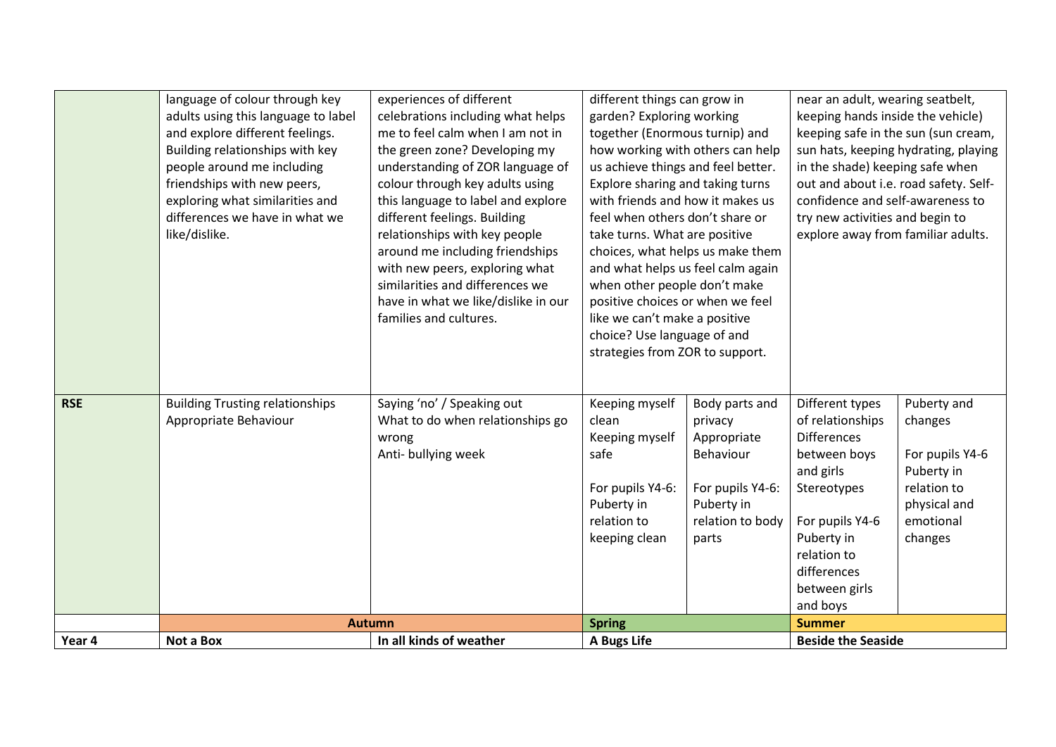| | | | | | | |
|---|---|---|---|---|---|---|
| | language of colour through key adults using this language to label and explore different feelings. Building relationships with key people around me including friendships with new peers, exploring what similarities and differences we have in what we like/dislike. | experiences of different celebrations including what helps me to feel calm when I am not in the green zone? Developing my understanding of ZOR language of colour through key adults using this language to label and explore different feelings. Building relationships with key people around me including friendships with new peers, exploring what similarities and differences we have in what we like/dislike in our families and cultures. | different things can grow in garden? Exploring working together (Enormous turnip) and how working with others can help us achieve things and feel better. Explore sharing and taking turns with friends and how it makes us feel when others don't share or take turns. What are positive choices, what helps us make them and what helps us feel calm again when other people don't make positive choices or when we feel like we can't make a positive choice? Use language of and strategies from ZOR to support. | | near an adult, wearing seatbelt, keeping hands inside the vehicle) keeping safe in the sun (sun cream, sun hats, keeping hydrating, playing in the shade) keeping safe when out and about i.e. road safety. Self-confidence and self-awareness to try new activities and begin to explore away from familiar adults. | |
| **RSE** | Building Trusting relationships<br>Appropriate Behaviour | Saying 'no' / Speaking out<br>What to do when relationships go wrong<br>Anti- bullying week | Keeping myself clean<br>Keeping myself safe<br><br>For pupils Y4-6: Puberty in relation to keeping clean | Body parts and privacy<br>Appropriate Behaviour<br><br>For pupils Y4-6: Puberty in relation to body parts | Different types of relationships<br>Differences between boys and girls<br>Stereotypes<br><br>For pupils Y4-6 Puberty in relation to differences between girls and boys | Puberty and changes<br><br>For pupils Y4-6 Puberty in relation to physical and emotional changes |
| | **Autumn** | | **Spring** | | **Summer** | |
| **Year 4** | **Not a Box** | **In all kinds of weather** | **A Bugs Life** | | **Beside the Seaside** | |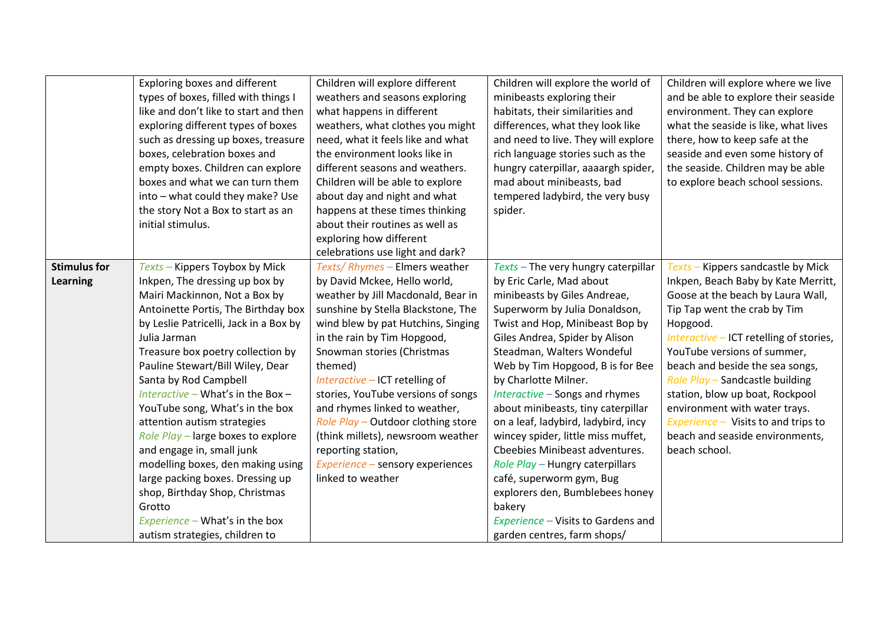| | | | | |
|---|---|---|---|---|
| | Exploring boxes and different types of boxes, filled with things I like and don't like to start and then exploring different types of boxes such as dressing up boxes, treasure boxes, celebration boxes and empty boxes. Children can explore boxes and what we can turn them into – what could they make? Use the story Not a Box to start as an initial stimulus. | Children will explore different weathers and seasons exploring what happens in different weathers, what clothes you might need, what it feels like and what the environment looks like in different seasons and weathers. Children will be able to explore about day and night and what happens at these times thinking about their routines as well as exploring how different celebrations use light and dark? | Children will explore the world of minibeasts exploring their habitats, their similarities and differences, what they look like and need to live. They will explore rich language stories such as the hungry caterpillar, aaaargh spider, mad about minibeasts, bad tempered ladybird, the very busy spider. | Children will explore where we live and be able to explore their seaside environment. They can explore what the seaside is like, what lives there, how to keep safe at the seaside and even some history of the seaside. Children may be able to explore beach school sessions. |
| **Stimulus for Learning** | *Texts* – Kippers Toybox by Mick Inkpen, The dressing up box by Mairi Mackinnon, Not a Box by Antoinette Portis, The Birthday box by Leslie Patricelli, Jack in a Box by Julia Jarman<br>Treasure box poetry collection by Pauline Stewart/Bill Wiley, Dear Santa by Rod Campbell<br>*Interactive* – What's in the Box – YouTube song, What's in the box attention autism strategies<br>*Role Play* – large boxes to explore and engage in, small junk modelling boxes, den making using large packing boxes. Dressing up shop, Birthday Shop, Christmas Grotto<br>*Experience* – What's in the box autism strategies, children to | *Texts/ Rhymes* – Elmers weather by David Mckee, Hello world, weather by Jill Macdonald, Bear in sunshine by Stella Blackstone, The wind blew by pat Hutchins, Singing in the rain by Tim Hopgood, Snowman stories (Christmas themed)<br>*Interactive* – ICT retelling of stories, YouTube versions of songs and rhymes linked to weather,<br>*Role Play* – Outdoor clothing store (think millets), newsroom weather reporting station,<br>*Experience* – sensory experiences linked to weather | *Texts* – The very hungry caterpillar by Eric Carle, Mad about minibeasts by Giles Andreae, Superworm by Julia Donaldson, Twist and Hop, Minibeast Bop by Giles Andrea, Spider by Alison Steadman, Walters Wondeful Web by Tim Hopgood, B is for Bee by Charlotte Milner.<br>*Interactive* – Songs and rhymes about minibeasts, tiny caterpillar on a leaf, ladybird, ladybird, incy wincey spider, little miss muffet, Cbeebies Minibeast adventures.<br>*Role Play* – Hungry caterpillars café, superworm gym, Bug explorers den, Bumblebees honey bakery<br>*Experience* – Visits to Gardens and garden centres, farm shops/ | *Texts* – Kippers sandcastle by Mick Inkpen, Beach Baby by Kate Merritt, Goose at the beach by Laura Wall, Tip Tap went the crab by Tim Hopgood.<br>*Interactive* – ICT retelling of stories, YouTube versions of summer, beach and beside the sea songs,<br>*Role Play* – Sandcastle building station, blow up boat, Rockpool environment with water trays.<br>*Experience* – Visits to and trips to beach and seaside environments, beach school. |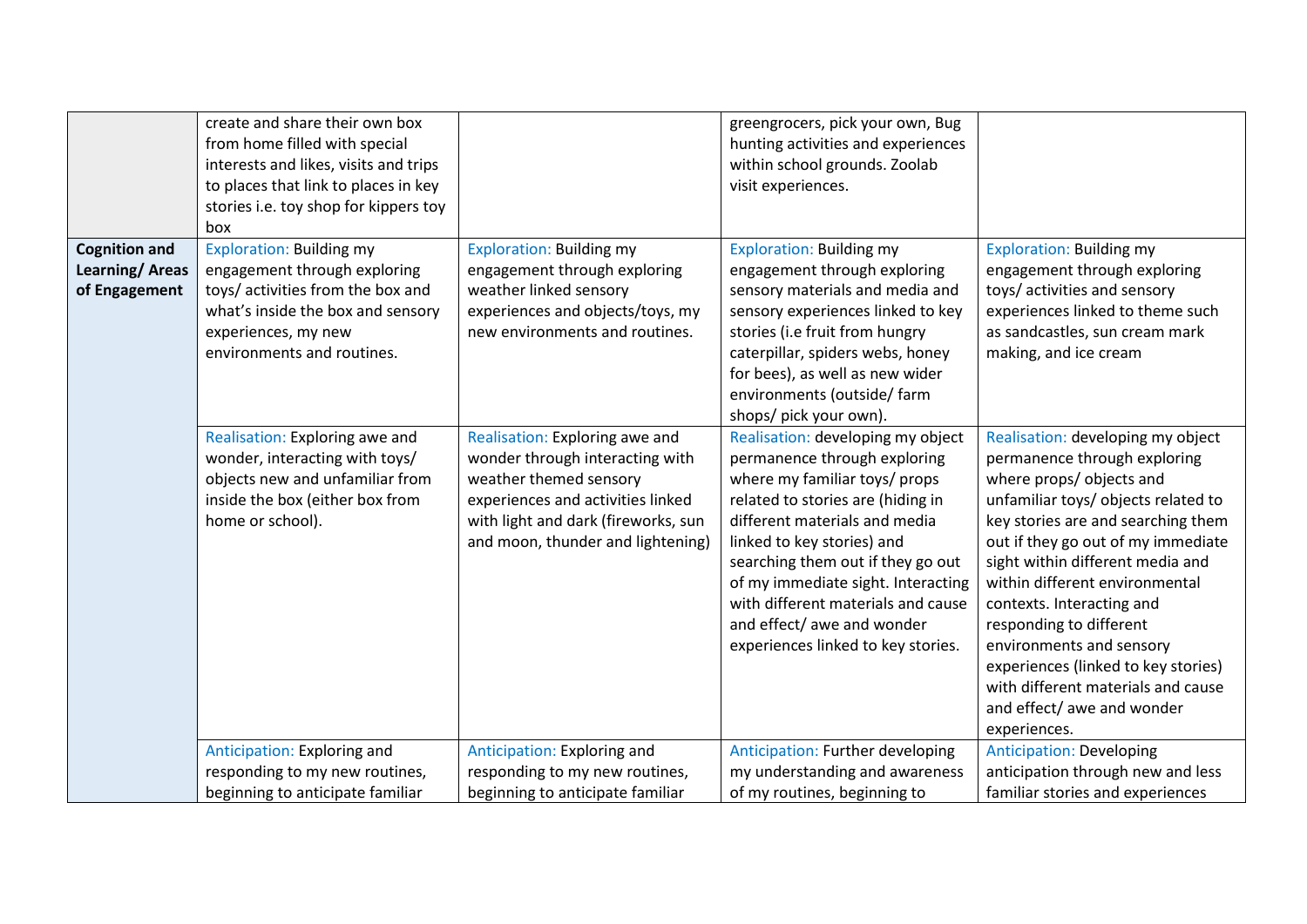| | | | | |
|---|---|---|---|---|
| | create and share their own box from home filled with special interests and likes, visits and trips to places that link to places in key stories i.e. toy shop for kippers toy box | | greengrocers, pick your own, Bug hunting activities and experiences within school grounds. Zoolab visit experiences. | |
| **Cognition and Learning/ Areas of Engagement** | Exploration: Building my engagement through exploring toys/ activities from the box and what's inside the box and sensory experiences, my new environments and routines. | Exploration: Building my engagement through exploring weather linked sensory experiences and objects/toys, my new environments and routines. | Exploration: Building my engagement through exploring sensory materials and media and sensory experiences linked to key stories (i.e fruit from hungry caterpillar, spiders webs, honey for bees), as well as new wider environments (outside/ farm shops/ pick your own). | Exploration: Building my engagement through exploring toys/ activities and sensory experiences linked to theme such as sandcastles, sun cream mark making, and ice cream |
| | Realisation: Exploring awe and wonder, interacting with toys/ objects new and unfamiliar from inside the box (either box from home or school). | Realisation: Exploring awe and wonder through interacting with weather themed sensory experiences and activities linked with light and dark (fireworks, sun and moon, thunder and lightening) | Realisation: developing my object permanence through exploring where my familiar toys/ props related to stories are (hiding in different materials and media linked to key stories) and searching them out if they go out of my immediate sight. Interacting with different materials and cause and effect/ awe and wonder experiences linked to key stories. | Realisation: developing my object permanence through exploring where props/ objects and unfamiliar toys/ objects related to key stories are and searching them out if they go out of my immediate sight within different media and within different environmental contexts. Interacting and responding to different environments and sensory experiences (linked to key stories) with different materials and cause and effect/ awe and wonder experiences. |
| | Anticipation: Exploring and responding to my new routines, beginning to anticipate familiar | Anticipation: Exploring and responding to my new routines, beginning to anticipate familiar | Anticipation: Further developing my understanding and awareness of my routines, beginning to | Anticipation: Developing anticipation through new and less familiar stories and experiences |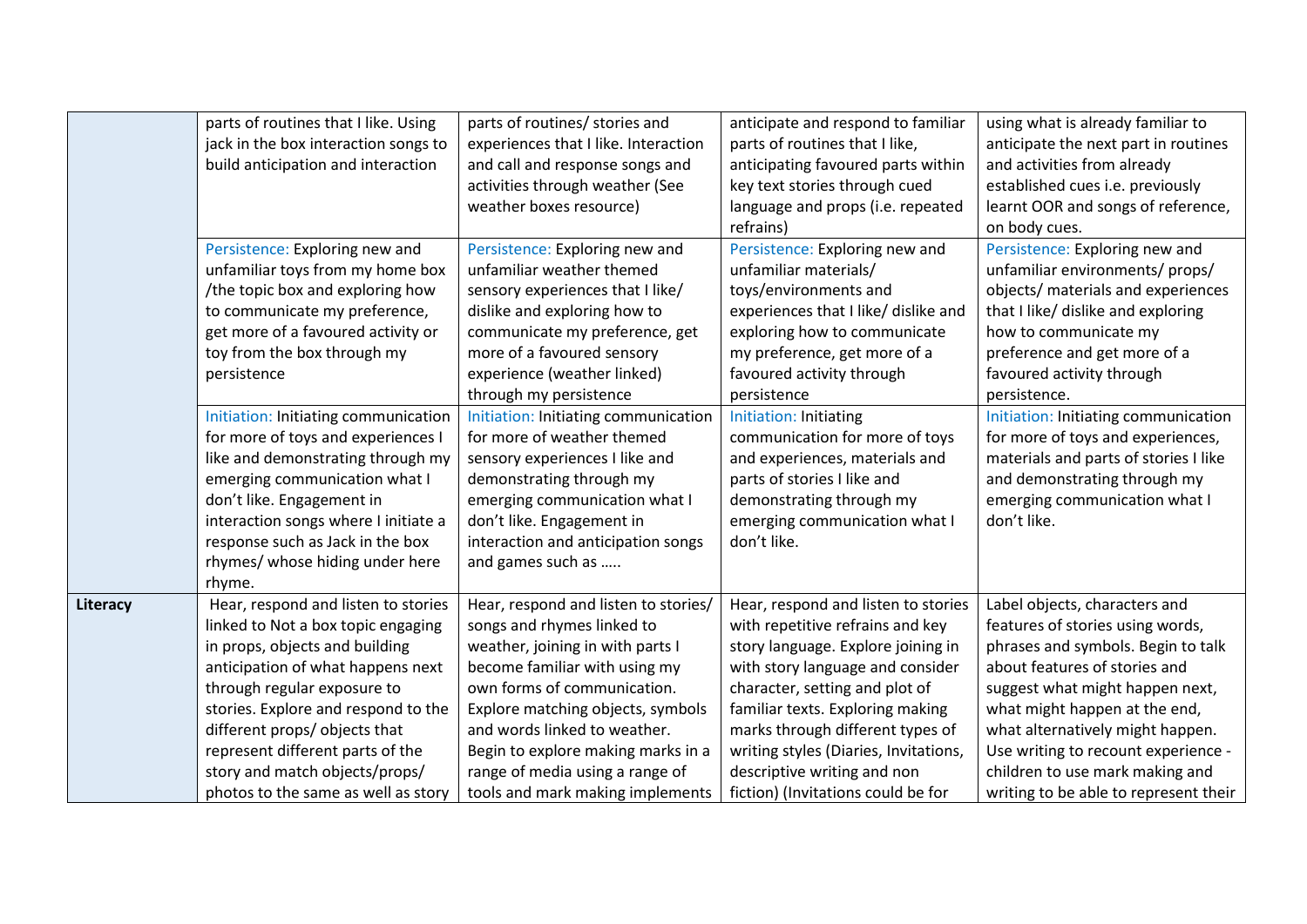| | | | | |
|---|---|---|---|---|
| | parts of routines that I like. Using jack in the box interaction songs to build anticipation and interaction | parts of routines/ stories and experiences that I like. Interaction and call and response songs and activities through weather (See weather boxes resource) | anticipate and respond to familiar parts of routines that I like, anticipating favoured parts within key text stories through cued language and props (i.e. repeated refrains) | using what is already familiar to anticipate the next part in routines and activities from already established cues i.e. previously learnt OOR and songs of reference, on body cues. |
| | Persistence: Exploring new and unfamiliar toys from my home box /the topic box and exploring how to communicate my preference, get more of a favoured activity or toy from the box through my persistence | Persistence: Exploring new and unfamiliar weather themed sensory experiences that I like/ dislike and exploring how to communicate my preference, get more of a favoured sensory experience (weather linked) through my persistence | Persistence: Exploring new and unfamiliar materials/ toys/environments and experiences that I like/ dislike and exploring how to communicate my preference, get more of a favoured activity through persistence | Persistence: Exploring new and unfamiliar environments/ props/ objects/ materials and experiences that I like/ dislike and exploring how to communicate my preference and get more of a favoured activity through persistence. |
| | Initiation: Initiating communication for more of toys and experiences I like and demonstrating through my emerging communication what I don't like. Engagement in interaction songs where I initiate a response such as Jack in the box rhymes/ whose hiding under here rhyme. | Initiation: Initiating communication for more of weather themed sensory experiences I like and demonstrating through my emerging communication what I don't like. Engagement in interaction and anticipation songs and games such as ….. | Initiation: Initiating communication for more of toys and experiences, materials and parts of stories I like and demonstrating through my emerging communication what I don't like. | Initiation: Initiating communication for more of toys and experiences, materials and parts of stories I like and demonstrating through my emerging communication what I don't like. |
| **Literacy** | Hear, respond and listen to stories linked to Not a box topic engaging in props, objects and building anticipation of what happens next through regular exposure to stories. Explore and respond to the different props/ objects that represent different parts of the story and match objects/props/ photos to the same as well as story | Hear, respond and listen to stories/ songs and rhymes linked to weather, joining in with parts I become familiar with using my own forms of communication. Explore matching objects, symbols and words linked to weather. Begin to explore making marks in a range of media using a range of tools and mark making implements | Hear, respond and listen to stories with repetitive refrains and key story language. Explore joining in with story language and consider character, setting and plot of familiar texts. Exploring making marks through different types of writing styles (Diaries, Invitations, descriptive writing and non fiction) (Invitations could be for | Label objects, characters and features of stories using words, phrases and symbols. Begin to talk about features of stories and suggest what might happen next, what might happen at the end, what alternatively might happen. Use writing to recount experience - children to use mark making and writing to be able to represent their |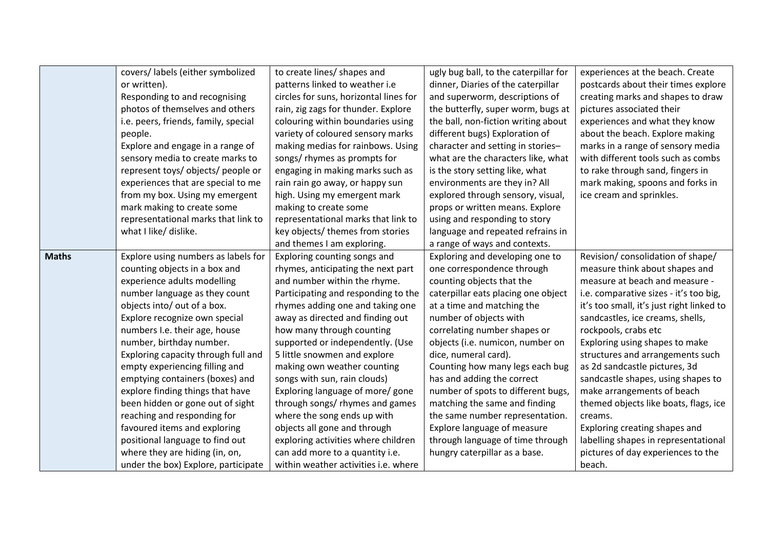| | | | | |
|---|---|---|---|---|
| | covers/ labels (either symbolized or written). Responding to and recognising photos of themselves and others i.e. peers, friends, family, special people. Explore and engage in a range of sensory media to create marks to represent toys/ objects/ people or experiences that are special to me from my box. Using my emergent mark making to create some representational marks that link to what I like/ dislike. | to create lines/ shapes and patterns linked to weather i.e circles for suns, horizontal lines for rain, zig zags for thunder. Explore colouring within boundaries using variety of coloured sensory marks making medias for rainbows. Using songs/ rhymes as prompts for engaging in making marks such as rain rain go away, or happy sun high. Using my emergent mark making to create some representational marks that link to key objects/ themes from stories and themes I am exploring. | ugly bug ball, to the caterpillar for dinner, Diaries of the caterpillar and superworm, descriptions of the butterfly, super worm, bugs at the ball, non-fiction writing about different bugs) Exploration of character and setting in stories– what are the characters like, what is the story setting like, what environments are they in? All explored through sensory, visual, props or written means. Explore using and responding to story language and repeated refrains in a range of ways and contexts. | experiences at the beach. Create postcards about their times explore creating marks and shapes to draw pictures associated their experiences and what they know about the beach. Explore making marks in a range of sensory media with different tools such as combs to rake through sand, fingers in mark making, spoons and forks in ice cream and sprinkles. |
| **Maths** | Explore using numbers as labels for counting objects in a box and experience adults modelling number language as they count objects into/ out of a box. Explore recognize own special numbers I.e. their age, house number, birthday number. Exploring capacity through full and empty experiencing filling and emptying containers (boxes) and explore finding things that have been hidden or gone out of sight reaching and responding for favoured items and exploring positional language to find out where they are hiding (in, on, under the box) Explore, participate | Exploring counting songs and rhymes, anticipating the next part and number within the rhyme. Participating and responding to the rhymes adding one and taking one away as directed and finding out how many through counting supported or independently. (Use 5 little snowmen and explore making own weather counting songs with sun, rain clouds) Exploring language of more/ gone through songs/ rhymes and games where the song ends up with objects all gone and through exploring activities where children can add more to a quantity i.e. within weather activities i.e. where | Exploring and developing one to one correspondence through counting objects that the caterpillar eats placing one object at a time and matching the number of objects with correlating number shapes or objects (i.e. numicon, number on dice, numeral card). Counting how many legs each bug has and adding the correct number of spots to different bugs, matching the same and finding the same number representation. Explore language of measure through language of time through hungry caterpillar as a base. | Revision/ consolidation of shape/ measure think about shapes and measure at beach and measure - i.e. comparative sizes - it's too big, it's too small, it's just right linked to sandcastles, ice creams, shells, rockpools, crabs etc Exploring using shapes to make structures and arrangements such as 2d sandcastle pictures, 3d sandcastle shapes, using shapes to make arrangements of beach themed objects like boats, flags, ice creams. Exploring creating shapes and labelling shapes in representational pictures of day experiences to the beach. |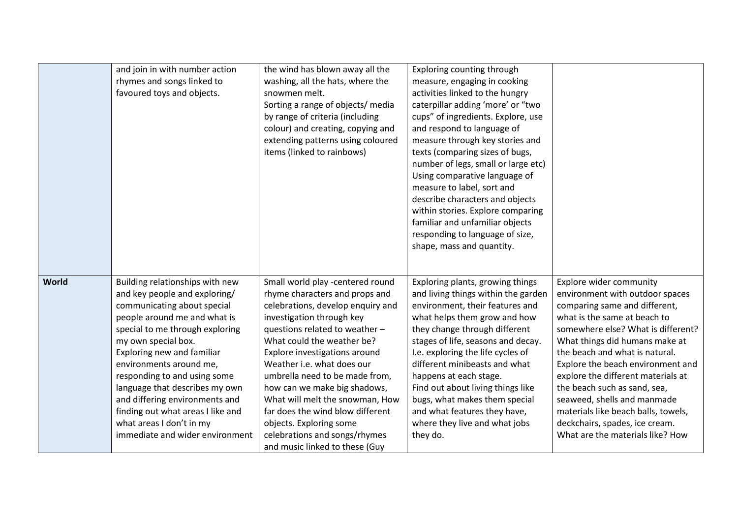| | | | | |
|---|---|---|---|---|
| | and join in with number action rhymes and songs linked to favoured toys and objects. | the wind has blown away all the washing, all the hats, where the snowmen melt.<br>Sorting a range of objects/ media by range of criteria (including colour) and creating, copying and extending patterns using coloured items (linked to rainbows) | Exploring counting through measure, engaging in cooking activities linked to the hungry caterpillar adding 'more' or "two cups" of ingredients. Explore, use and respond to language of measure through key stories and texts (comparing sizes of bugs, number of legs, small or large etc) Using comparative language of measure to label, sort and describe characters and objects within stories. Explore comparing familiar and unfamiliar objects responding to language of size, shape, mass and quantity. | |
| **World** | Building relationships with new and key people and exploring/ communicating about special people around me and what is special to me through exploring my own special box.<br>Exploring new and familiar environments around me, responding to and using some language that describes my own and differing environments and finding out what areas I like and what areas I don't in my immediate and wider environment | Small world play -centered round rhyme characters and props and celebrations, develop enquiry and investigation through key questions related to weather – What could the weather be?<br>Explore investigations around Weather i.e. what does our umbrella need to be made from, how can we make big shadows, What will melt the snowman, How far does the wind blow different objects. Exploring some celebrations and songs/rhymes and music linked to these (Guy | Exploring plants, growing things and living things within the garden environment, their features and what helps them grow and how they change through different stages of life, seasons and decay. I.e. exploring the life cycles of different minibeasts and what happens at each stage.<br>Find out about living things like bugs, what makes them special and what features they have, where they live and what jobs they do. | Explore wider community environment with outdoor spaces comparing same and different, what is the same at beach to somewhere else? What is different? What things did humans make at the beach and what is natural. Explore the beach environment and explore the different materials at the beach such as sand, sea, seaweed, shells and manmade materials like beach balls, towels, deckchairs, spades, ice cream. What are the materials like? How |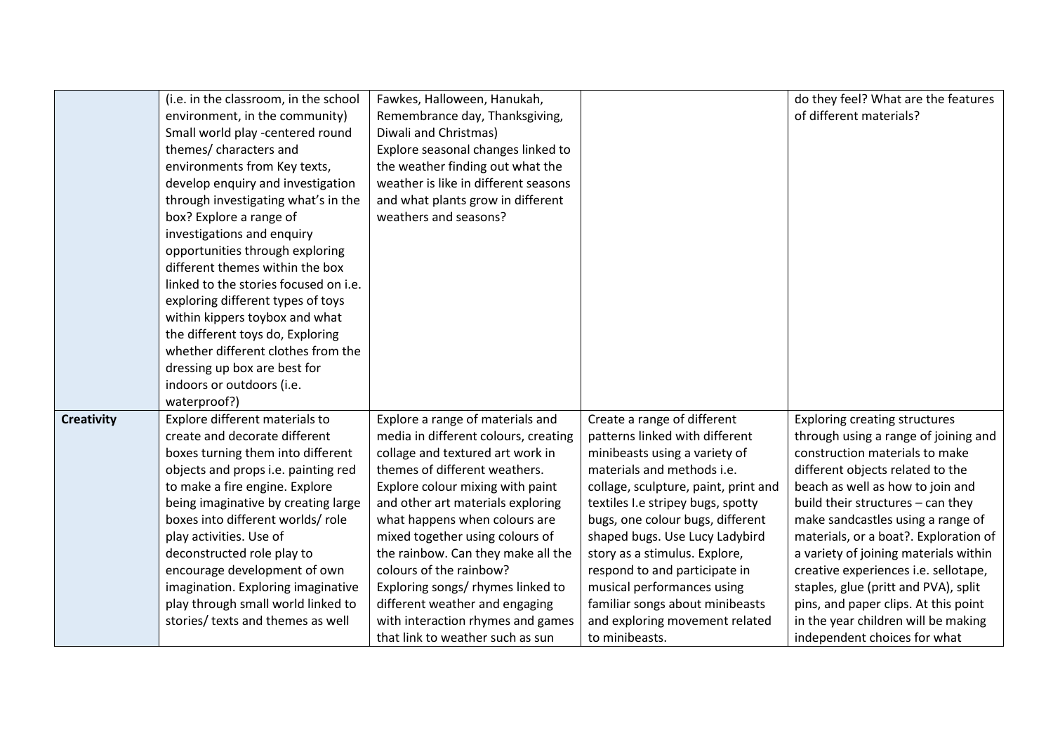| | | | | |
|---|---|---|---|---|
| | (i.e. in the classroom, in the school environment, in the community) Small world play -centered round themes/ characters and environments from Key texts, develop enquiry and investigation through investigating what's in the box? Explore a range of investigations and enquiry opportunities through exploring different themes within the box linked to the stories focused on i.e. exploring different types of toys within kippers toybox and what the different toys do, Exploring whether different clothes from the dressing up box are best for indoors or outdoors (i.e. waterproof?) | Fawkes, Halloween, Hanukah, Remembrance day, Thanksgiving, Diwali and Christmas) Explore seasonal changes linked to the weather finding out what the weather is like in different seasons and what plants grow in different weathers and seasons? | | do they feel? What are the features of different materials? |
| **Creativity** | Explore different materials to create and decorate different boxes turning them into different objects and props i.e. painting red to make a fire engine. Explore being imaginative by creating large boxes into different worlds/ role play activities. Use of deconstructed role play to encourage development of own imagination. Exploring imaginative play through small world linked to stories/ texts and themes as well | Explore a range of materials and media in different colours, creating collage and textured art work in themes of different weathers. Explore colour mixing with paint and other art materials exploring what happens when colours are mixed together using colours of the rainbow. Can they make all the colours of the rainbow? Exploring songs/ rhymes linked to different weather and engaging with interaction rhymes and games that link to weather such as sun | Create a range of different patterns linked with different minibeasts using a variety of materials and methods i.e. collage, sculpture, paint, print and textiles I.e stripey bugs, spotty bugs, one colour bugs, different shaped bugs. Use Lucy Ladybird story as a stimulus. Explore, respond to and participate in musical performances using familiar songs about minibeasts and exploring movement related to minibeasts. | Exploring creating structures through using a range of joining and construction materials to make different objects related to the beach as well as how to join and build their structures – can they make sandcastles using a range of materials, or a boat?. Exploration of a variety of joining materials within creative experiences i.e. sellotape, staples, glue (pritt and PVA), split pins, and paper clips. At this point in the year children will be making independent choices for what |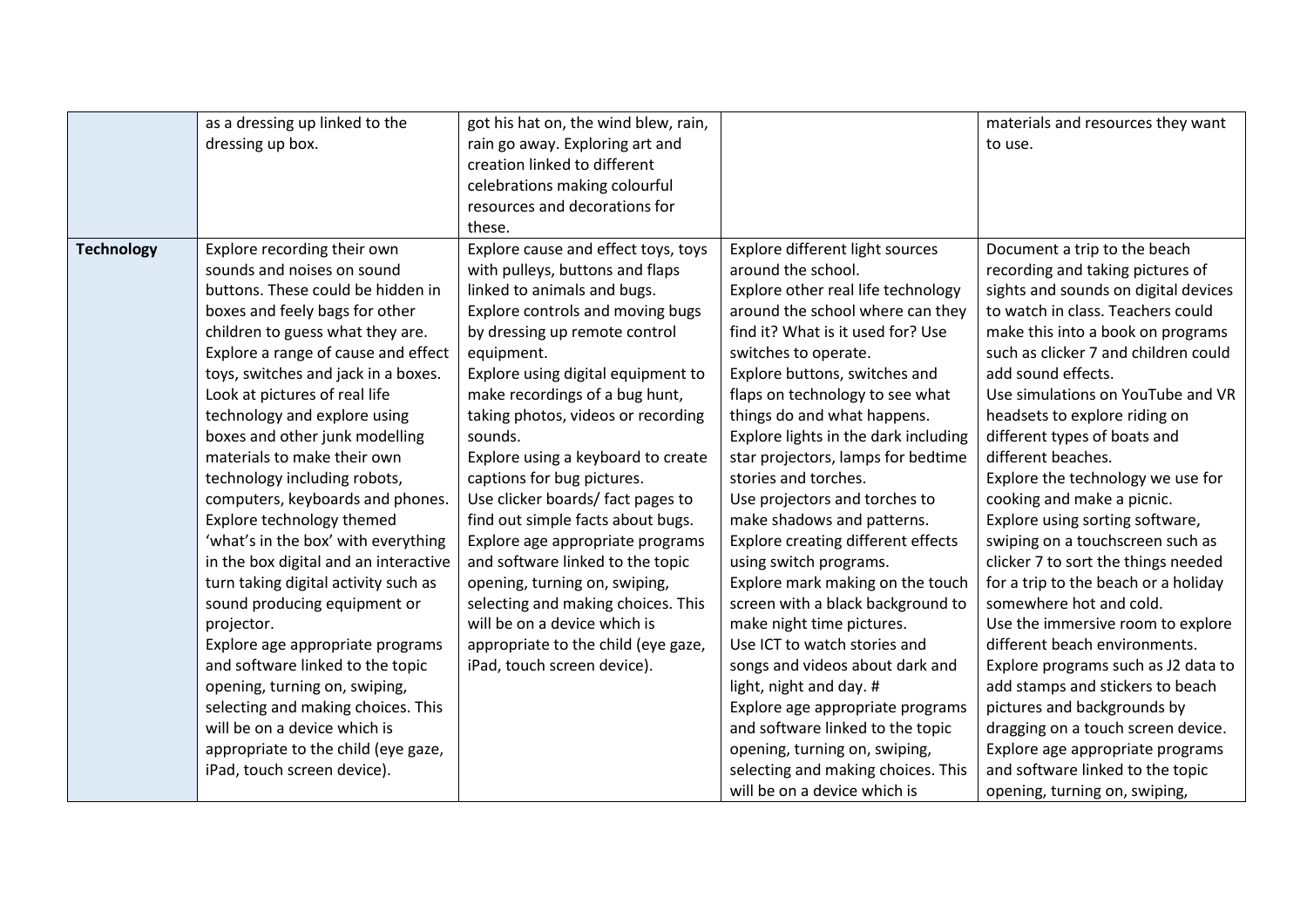| | | | | |
|---|---|---|---|---|
| | as a dressing up linked to the dressing up box. | got his hat on, the wind blew, rain, rain go away. Exploring art and creation linked to different celebrations making colourful resources and decorations for these. | | materials and resources they want to use. |
| **Technology** | Explore recording their own sounds and noises on sound buttons. These could be hidden in boxes and feely bags for other children to guess what they are.<br>Explore a range of cause and effect toys, switches and jack in a boxes.<br>Look at pictures of real life technology and explore using boxes and other junk modelling materials to make their own technology including robots, computers, keyboards and phones.<br>Explore technology themed 'what's in the box' with everything in the box digital and an interactive turn taking digital activity such as sound producing equipment or projector.<br>Explore age appropriate programs and software linked to the topic opening, turning on, swiping, selecting and making choices. This will be on a device which is appropriate to the child (eye gaze, iPad, touch screen device). | Explore cause and effect toys, toys with pulleys, buttons and flaps linked to animals and bugs.<br>Explore controls and moving bugs by dressing up remote control equipment.<br>Explore using digital equipment to make recordings of a bug hunt, taking photos, videos or recording sounds.<br>Explore using a keyboard to create captions for bug pictures.<br>Use clicker boards/ fact pages to find out simple facts about bugs.<br>Explore age appropriate programs and software linked to the topic opening, turning on, swiping, selecting and making choices. This will be on a device which is appropriate to the child (eye gaze, iPad, touch screen device). | Explore different light sources around the school.<br>Explore other real life technology around the school where can they find it? What is it used for? Use switches to operate.<br>Explore buttons, switches and flaps on technology to see what things do and what happens.<br>Explore lights in the dark including star projectors, lamps for bedtime stories and torches.<br>Use projectors and torches to make shadows and patterns.<br>Explore creating different effects using switch programs.<br>Explore mark making on the touch screen with a black background to make night time pictures.<br>Use ICT to watch stories and songs and videos about dark and light, night and day. #<br>Explore age appropriate programs and software linked to the topic opening, turning on, swiping, selecting and making choices. This will be on a device which is | Document a trip to the beach recording and taking pictures of sights and sounds on digital devices to watch in class. Teachers could make this into a book on programs such as clicker 7 and children could add sound effects.<br>Use simulations on YouTube and VR headsets to explore riding on different types of boats and different beaches.<br>Explore the technology we use for cooking and make a picnic.<br>Explore using sorting software, swiping on a touchscreen such as clicker 7 to sort the things needed for a trip to the beach or a holiday somewhere hot and cold.<br>Use the immersive room to explore different beach environments.<br>Explore programs such as J2 data to add stamps and stickers to beach pictures and backgrounds by dragging on a touch screen device.<br>Explore age appropriate programs and software linked to the topic opening, turning on, swiping, |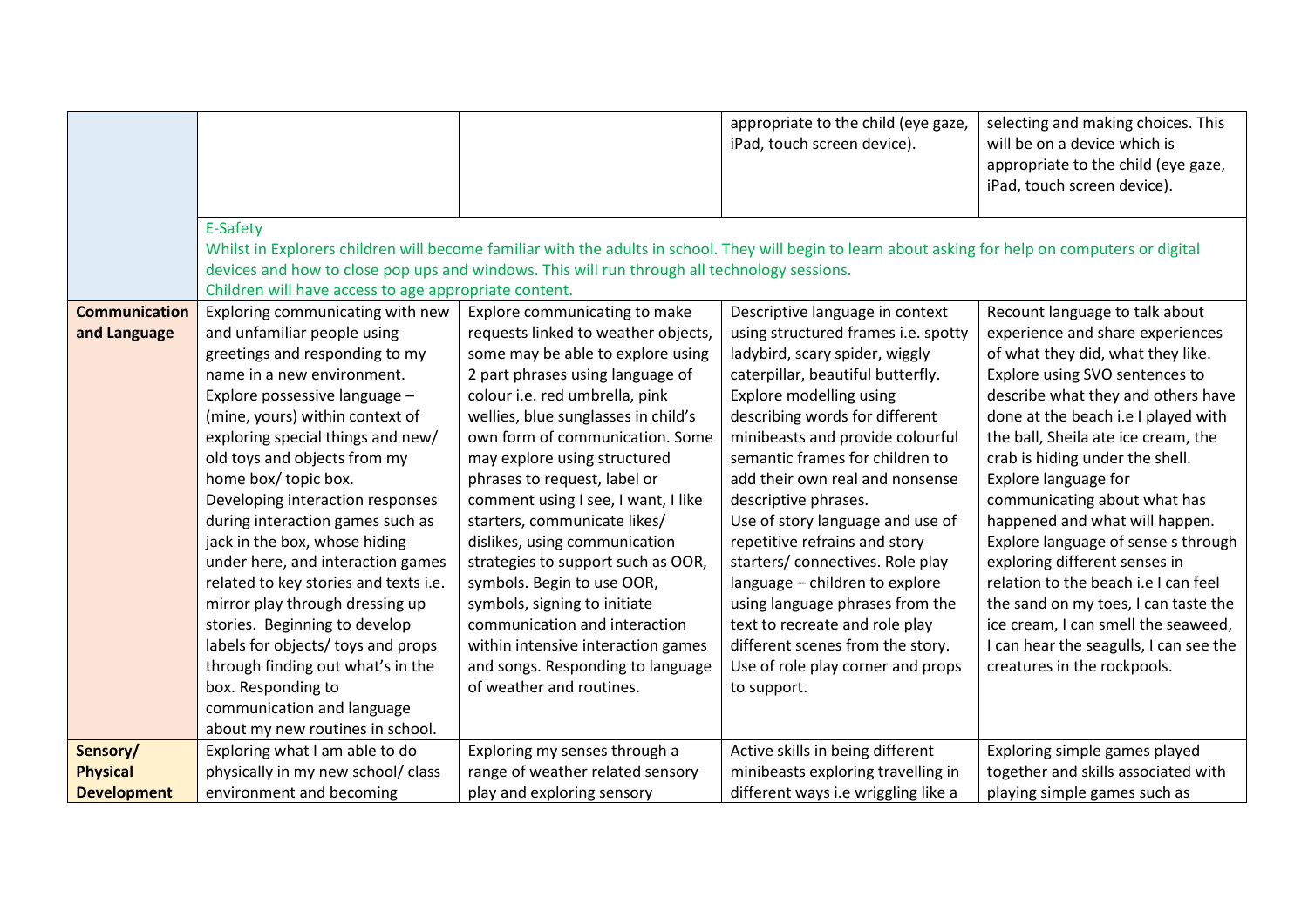| | | | | |
|---|---|---|---|---|
| | | | appropriate to the child (eye gaze, iPad, touch screen device). | selecting and making choices. This will be on a device which is appropriate to the child (eye gaze, iPad, touch screen device). |
| | E-Safety<br>Whilst in Explorers children will become familiar with the adults in school. They will begin to learn about asking for help on computers or digital devices and how to close pop ups and windows. This will run through all technology sessions.<br>Children will have access to age appropriate content. | | | |
| **Communication and Language** | Exploring communicating with new and unfamiliar people using greetings and responding to my name in a new environment. Explore possessive language – (mine, yours) within context of exploring special things and new/ old toys and objects from my home box/ topic box. Developing interaction responses during interaction games such as jack in the box, whose hiding under here, and interaction games related to key stories and texts i.e. mirror play through dressing up stories. Beginning to develop labels for objects/ toys and props through finding out what's in the box. Responding to communication and language about my new routines in school. | Explore communicating to make requests linked to weather objects, some may be able to explore using 2 part phrases using language of colour i.e. red umbrella, pink wellies, blue sunglasses in child's own form of communication. Some may explore using structured phrases to request, label or comment using I see, I want, I like starters, communicate likes/ dislikes, using communication strategies to support such as OOR, symbols. Begin to use OOR, symbols, signing to initiate communication and interaction within intensive interaction games and songs. Responding to language of weather and routines. | Descriptive language in context using structured frames i.e. spotty ladybird, scary spider, wiggly caterpillar, beautiful butterfly. Explore modelling using describing words for different minibeasts and provide colourful semantic frames for children to add their own real and nonsense descriptive phrases. Use of story language and use of repetitive refrains and story starters/ connectives. Role play language – children to explore using language phrases from the text to recreate and role play different scenes from the story. Use of role play corner and props to support. | Recount language to talk about experience and share experiences of what they did, what they like. Explore using SVO sentences to describe what they and others have done at the beach i.e I played with the ball, Sheila ate ice cream, the crab is hiding under the shell. Explore language for communicating about what has happened and what will happen. Explore language of sense s through exploring different senses in relation to the beach i.e I can feel the sand on my toes, I can taste the ice cream, I can smell the seaweed, I can hear the seagulls, I can see the creatures in the rockpools. |
| **Sensory/ Physical Development** | Exploring what I am able to do physically in my new school/ class environment and becoming | Exploring my senses through a range of weather related sensory play and exploring sensory | Active skills in being different minibeasts exploring travelling in different ways i.e wriggling like a | Exploring simple games played together and skills associated with playing simple games such as |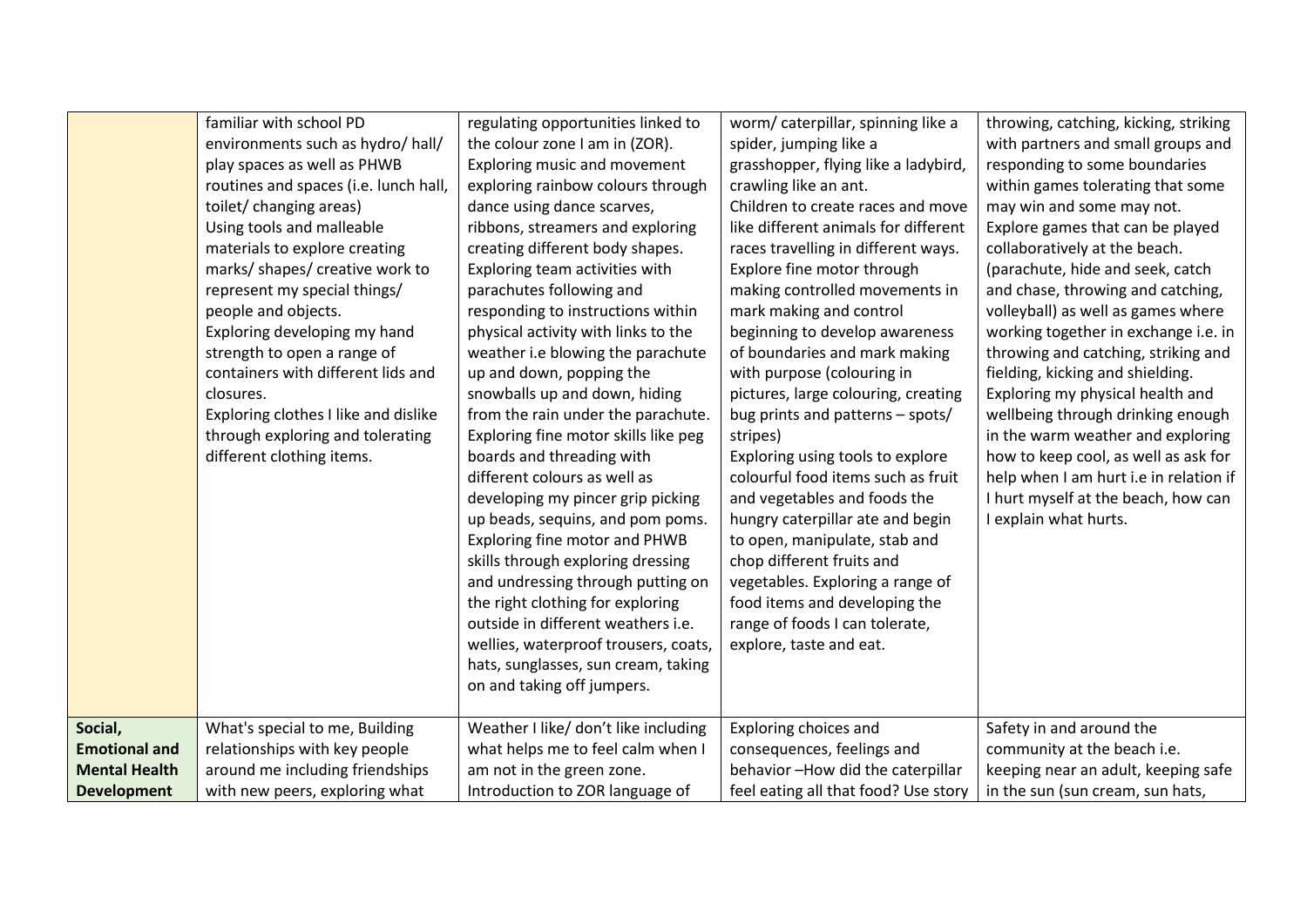| | | | | |
|---|---|---|---|---|
| | familiar with school PD environments such as hydro/ hall/ play spaces as well as PHWB routines and spaces (i.e. lunch hall, toilet/ changing areas)<br>Using tools and malleable materials to explore creating marks/ shapes/ creative work to represent my special things/ people and objects.<br>Exploring developing my hand strength to open a range of containers with different lids and closures.<br>Exploring clothes I like and dislike through exploring and tolerating different clothing items. | regulating opportunities linked to the colour zone I am in (ZOR).<br>Exploring music and movement exploring rainbow colours through dance using dance scarves, ribbons, streamers and exploring creating different body shapes.<br>Exploring team activities with parachutes following and responding to instructions within physical activity with links to the weather i.e blowing the parachute up and down, popping the snowballs up and down, hiding from the rain under the parachute.<br>Exploring fine motor skills like peg boards and threading with different colours as well as developing my pincer grip picking up beads, sequins, and pom poms.<br>Exploring fine motor and PHWB skills through exploring dressing and undressing through putting on the right clothing for exploring outside in different weathers i.e. wellies, waterproof trousers, coats, hats, sunglasses, sun cream, taking on and taking off jumpers. | worm/ caterpillar, spinning like a spider, jumping like a grasshopper, flying like a ladybird, crawling like an ant.<br>Children to create races and move like different animals for different races travelling in different ways.<br>Explore fine motor through making controlled movements in mark making and control beginning to develop awareness of boundaries and mark making with purpose (colouring in pictures, large colouring, creating bug prints and patterns – spots/ stripes)<br>Exploring using tools to explore colourful food items such as fruit and vegetables and foods the hungry caterpillar ate and begin to open, manipulate, stab and chop different fruits and vegetables. Exploring a range of food items and developing the range of foods I can tolerate, explore, taste and eat. | throwing, catching, kicking, striking with partners and small groups and responding to some boundaries within games tolerating that some may win and some may not.<br>Explore games that can be played collaboratively at the beach. (parachute, hide and seek, catch and chase, throwing and catching, volleyball) as well as games where working together in exchange i.e. in throwing and catching, striking and fielding, kicking and shielding.<br>Exploring my physical health and wellbeing through drinking enough in the warm weather and exploring how to keep cool, as well as ask for help when I am hurt i.e in relation if I hurt myself at the beach, how can I explain what hurts. |
| **Social, Emotional and Mental Health Development** | What's special to me, Building relationships with key people around me including friendships with new peers, exploring what | Weather I like/ don't like including what helps me to feel calm when I am not in the green zone.<br>Introduction to ZOR language of | Exploring choices and consequences, feelings and behavior –How did the caterpillar feel eating all that food? Use story | Safety in and around the community at the beach i.e. keeping near an adult, keeping safe in the sun (sun cream, sun hats, |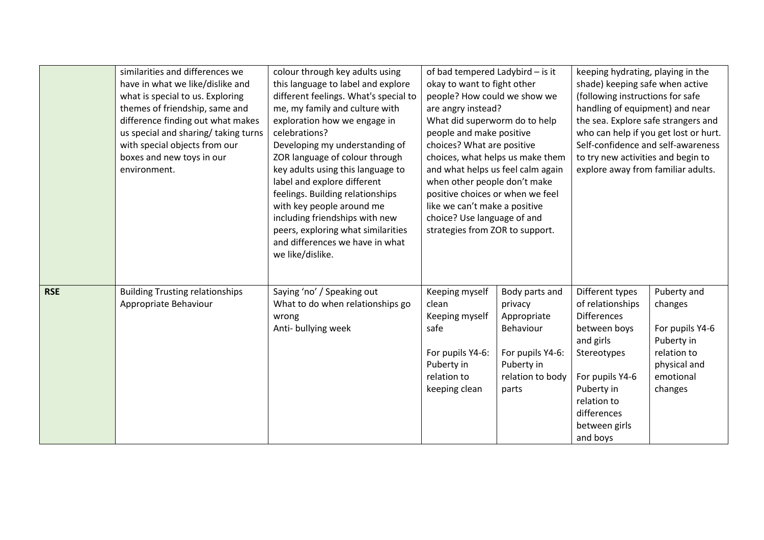| | | | | | | |
|---|---|---|---|---|---|---|
| | similarities and differences we have in what we like/dislike and what is special to us. Exploring themes of friendship, same and difference finding out what makes us special and sharing/ taking turns with special objects from our boxes and new toys in our environment. | colour through key adults using this language to label and explore different feelings. What's special to me, my family and culture with exploration how we engage in celebrations? Developing my understanding of ZOR language of colour through key adults using this language to label and explore different feelings. Building relationships with key people around me including friendships with new peers, exploring what similarities and differences we have in what we like/dislike. | of bad tempered Ladybird – is it okay to want to fight other people? How could we show we are angry instead? What did superworm do to help people and make positive choices? What are positive choices, what helps us make them and what helps us feel calm again when other people don't make positive choices or when we feel like we can't make a positive choice? Use language of and strategies from ZOR to support. | | keeping hydrating, playing in the shade) keeping safe when active (following instructions for safe handling of equipment) and near the sea. Explore safe strangers and who can help if you get lost or hurt. Self-confidence and self-awareness to try new activities and begin to explore away from familiar adults. | |
| **RSE** | Building Trusting relationships<br>Appropriate Behaviour | Saying 'no' / Speaking out<br>What to do when relationships go wrong<br>Anti- bullying week | Keeping myself clean<br>Keeping myself safe<br><br>For pupils Y4-6: Puberty in relation to keeping clean | Body parts and privacy<br>Appropriate Behaviour<br><br>For pupils Y4-6: Puberty in relation to body parts | Different types of relationships<br>Differences between boys and girls<br>Stereotypes<br><br>For pupils Y4-6 Puberty in relation to differences between girls and boys | Puberty and changes<br><br>For pupils Y4-6 Puberty in relation to physical and emotional changes |